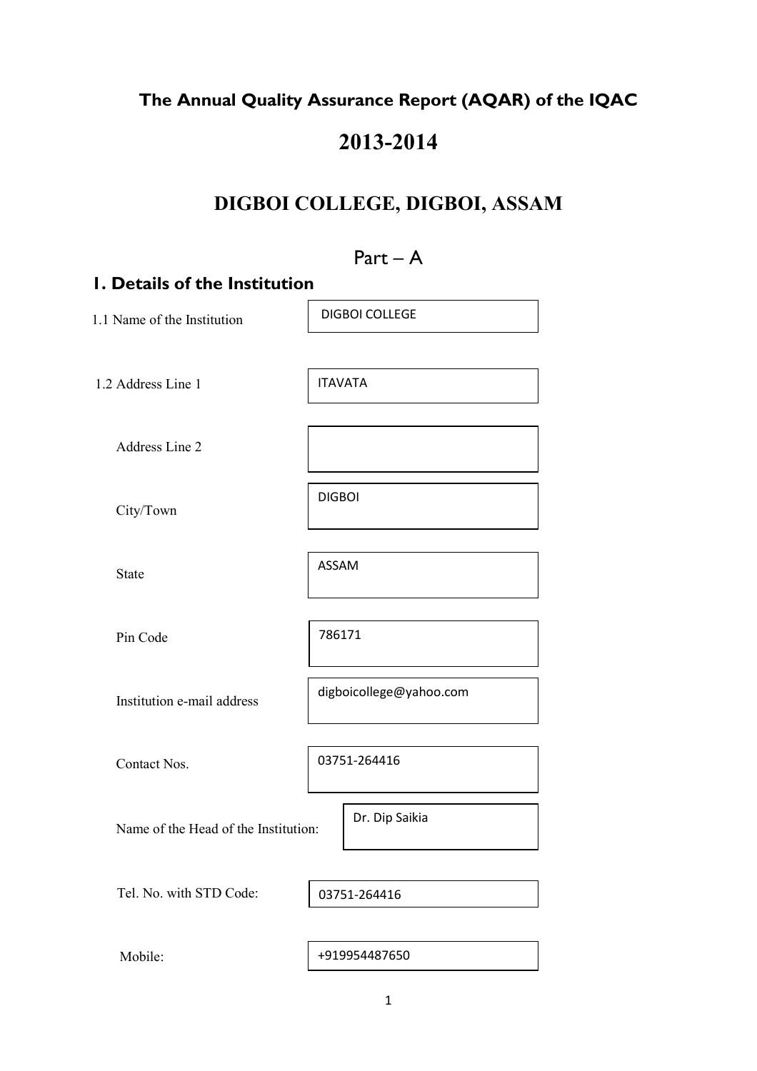# The Annual Quality Assurance Report (AQAR) of the IQAC

# 2013-2014

# DIGBOI COLLEGE, DIGBOI, ASSAM

## Part – A

## 1. Details of the Institution

| | |
|---|---|
| 1.1 Name of the Institution | DIGBOI COLLEGE |
| 1.2 Address Line 1 | ITAVATA |
| Address Line 2 | |
| City/Town | DIGBOI |
| State | ASSAM |
| Pin Code | 786171 |
| Institution e-mail address | digboicollege@yahoo.com |
| Contact Nos. | 03751-264416 |
| Name of the Head of the Institution: | Dr. Dip Saikia |
| Tel. No. with STD Code: | 03751-264416 |
| Mobile: | +919954487650 |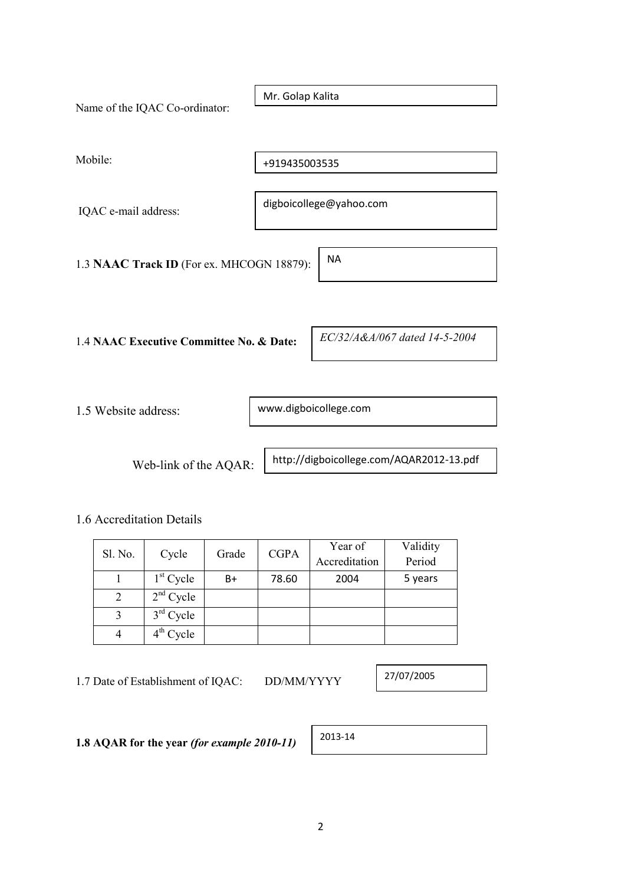Name of the IQAC Co-ordinator: Mr. Golap Kalita

Mobile: +919435003535

IQAC e-mail address: digboicollege@yahoo.com

1.3 **NAAC Track ID** (For ex. MHCOGN 18879): NA

1.4 **NAAC Executive Committee No. & Date:** *EC/32/A&A/067 dated 14-5-2004*

1.5 Website address: www.digboicollege.com

Web-link of the AQAR: http://digboicollege.com/AQAR2012-13.pdf

1.6 Accreditation Details

| Sl. No. | Cycle | Grade | CGPA | Year of Accreditation | Validity Period |
|---|---|---|---|---|---|
| 1 | 1st Cycle | B+ | 78.60 | 2004 | 5 years |
| 2 | 2nd Cycle | | | | |
| 3 | 3rd Cycle | | | | |
| 4 | 4th Cycle | | | | |

1.7 Date of Establishment of IQAC: DD/MM/YYYY 27/07/2005

**1.8 AQAR for the year *(for example 2010-11)*** 2013-14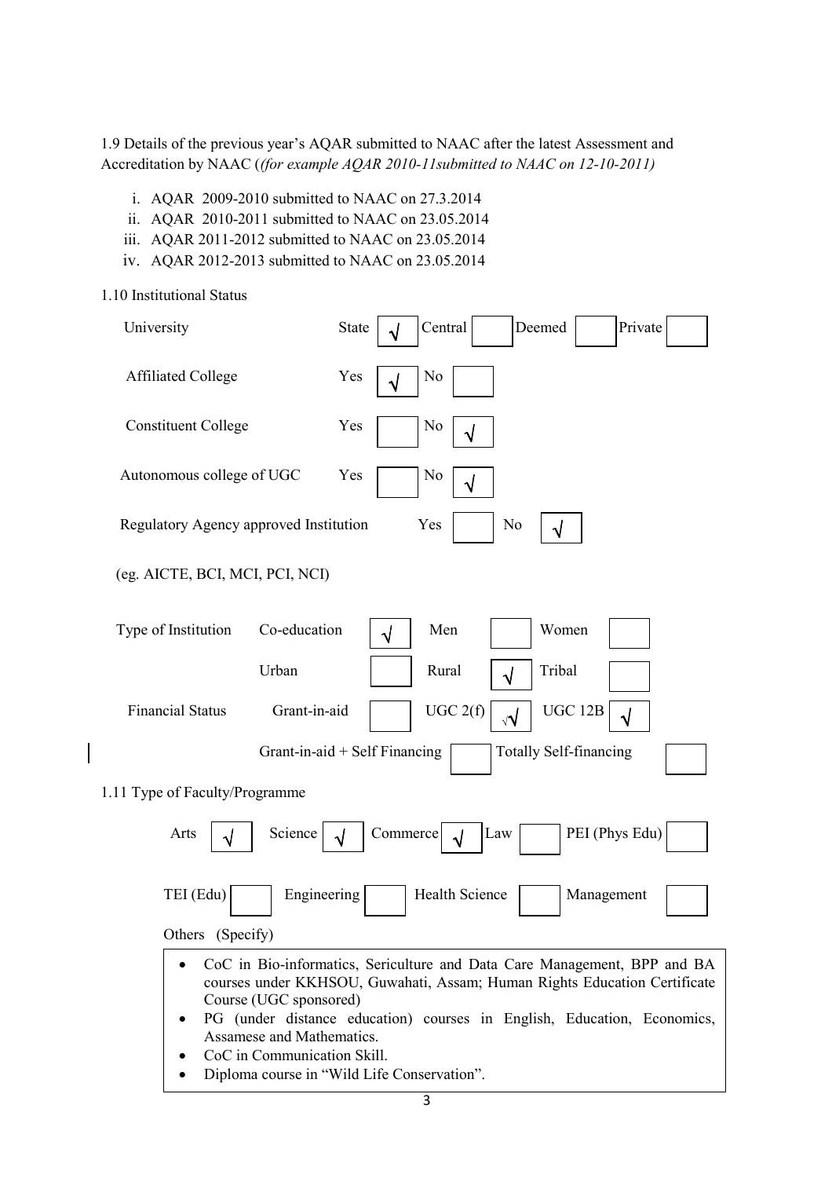1.9 Details of the previous year's AQAR submitted to NAAC after the latest Assessment and Accreditation by NAAC (*(for example AQAR 2010-11submitted to NAAC on 12-10-2011)*

i. AQAR 2009-2010 submitted to NAAC on 27.3.2014
ii. AQAR 2010-2011 submitted to NAAC on 23.05.2014
iii. AQAR 2011-2012 submitted to NAAC on 23.05.2014
iv. AQAR 2012-2013 submitted to NAAC on 23.05.2014

1.10 Institutional Status

| University | State √ | Central | Deemed | Private |
|---|---|---|---|---|
| Affiliated College | Yes √ | No | | |
| Constituent College | Yes | No √ | | |
| Autonomous college of UGC | Yes | No √ | | |
| Regulatory Agency approved Institution (eg. AICTE, BCI, MCI, PCI, NCI) | Yes | No √ | | |

| Type of Institution | Co-education √ | Men | Women |
|---|---|---|---|
| | Urban | Rural √ | Tribal |
| Financial Status | Grant-in-aid | UGC 2(f) √ | UGC 12B √ |
| | Grant-in-aid + Self Financing | Totally Self-financing | |

1.11 Type of Faculty/Programme

| Arts √ | Science √ | Commerce √ | Law | PEI (Phys Edu) |
|---|---|---|---|---|
| TEI (Edu) | Engineering | Health Science | Management | |

Others (Specify)

- CoC in Bio-informatics, Sericulture and Data Care Management, BPP and BA courses under KKHSOU, Guwahati, Assam; Human Rights Education Certificate Course (UGC sponsored)
- PG (under distance education) courses in English, Education, Economics, Assamese and Mathematics.
- CoC in Communication Skill.
- Diploma course in "Wild Life Conservation".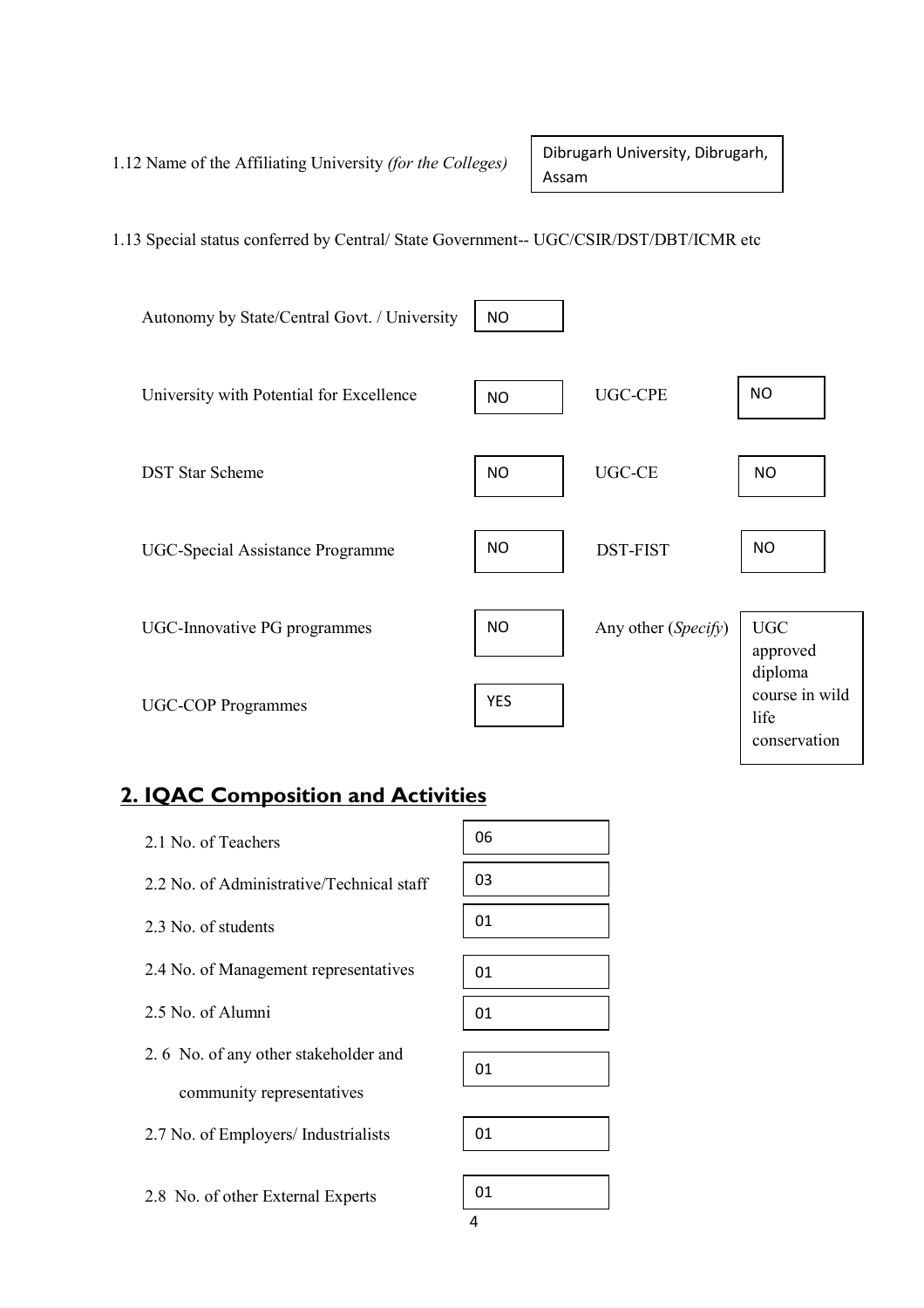1.12 Name of the Affiliating University *(for the Colleges)* — Dibrugarh University, Dibrugarh, Assam

1.13 Special status conferred by Central/ State Government-- UGC/CSIR/DST/DBT/ICMR etc

| | | | |
|---|---|---|---|
| Autonomy by State/Central Govt. / University | NO | | |
| University with Potential for Excellence | NO | UGC-CPE | NO |
| DST Star Scheme | NO | UGC-CE | NO |
| UGC-Special Assistance Programme | NO | DST-FIST | NO |
| UGC-Innovative PG programmes | NO | Any other (*Specify*) | UGC approved diploma course in wild life conservation |
| UGC-COP Programmes | YES | | |

## 2. IQAC Composition and Activities

| | |
|---|---|
| 2.1 No. of Teachers | 06 |
| 2.2 No. of Administrative/Technical staff | 03 |
| 2.3 No. of students | 01 |
| 2.4 No. of Management representatives | 01 |
| 2.5 No. of Alumni | 01 |
| 2.6 No. of any other stakeholder and community representatives | 01 |
| 2.7 No. of Employers/ Industrialists | 01 |
| 2.8 No. of other External Experts | 01 |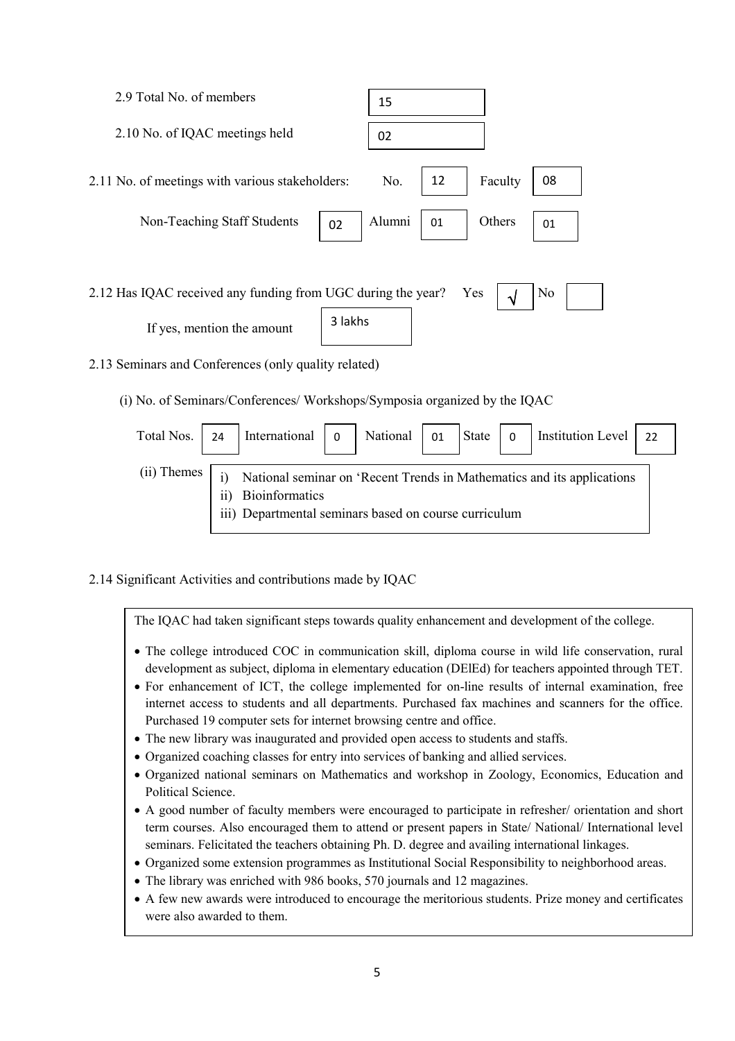2.9 Total No. of members: 15

2.10 No. of IQAC meetings held: 02

2.11 No. of meetings with various stakeholders: No. 12 Faculty 08

Non-Teaching Staff Students 02 Alumni 01 Others 01

2.12 Has IQAC received any funding from UGC during the year? Yes √ No

If yes, mention the amount: 3 lakhs

2.13 Seminars and Conferences (only quality related)

(i) No. of Seminars/Conferences/ Workshops/Symposia organized by the IQAC

| Total Nos. | International | National | State | Institution Level |
|---|---|---|---|---|
| 24 | 0 | 01 | 0 | 22 |

(ii) Themes

i) National seminar on 'Recent Trends in Mathematics and its applications
ii) Bioinformatics
iii) Departmental seminars based on course curriculum

2.14 Significant Activities and contributions made by IQAC

The IQAC had taken significant steps towards quality enhancement and development of the college.

- The college introduced COC in communication skill, diploma course in wild life conservation, rural development as subject, diploma in elementary education (DElEd) for teachers appointed through TET.
- For enhancement of ICT, the college implemented for on-line results of internal examination, free internet access to students and all departments. Purchased fax machines and scanners for the office. Purchased 19 computer sets for internet browsing centre and office.
- The new library was inaugurated and provided open access to students and staffs.
- Organized coaching classes for entry into services of banking and allied services.
- Organized national seminars on Mathematics and workshop in Zoology, Economics, Education and Political Science.
- A good number of faculty members were encouraged to participate in refresher/ orientation and short term courses. Also encouraged them to attend or present papers in State/ National/ International level seminars. Felicitated the teachers obtaining Ph. D. degree and availing international linkages.
- Organized some extension programmes as Institutional Social Responsibility to neighborhood areas.
- The library was enriched with 986 books, 570 journals and 12 magazines.
- A few new awards were introduced to encourage the meritorious students. Prize money and certificates were also awarded to them.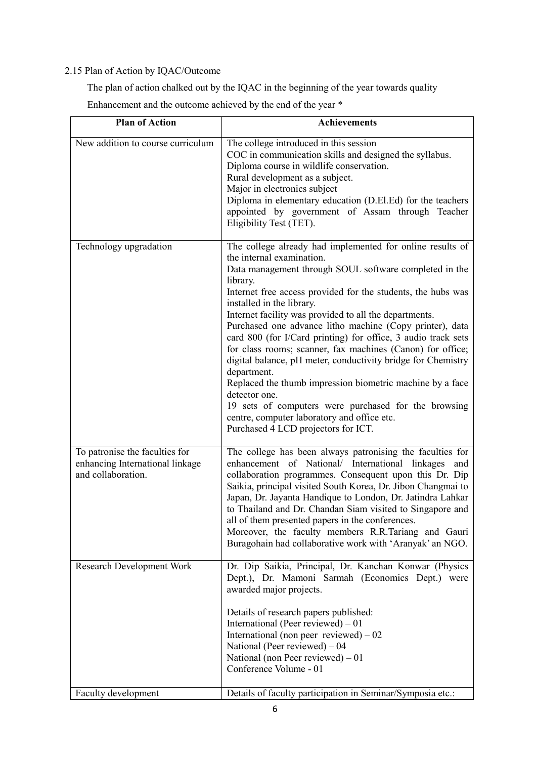2.15 Plan of Action by IQAC/Outcome

The plan of action chalked out by the IQAC in the beginning of the year towards quality Enhancement and the outcome achieved by the end of the year *

| Plan of Action | Achievements |
|---|---|
| New addition to course curriculum | The college introduced in this session<br>COC in communication skills and designed the syllabus.<br>Diploma course in wildlife conservation.<br>Rural development as a subject.<br>Major in electronics subject<br>Diploma in elementary education (D.El.Ed) for the teachers appointed by government of Assam through Teacher Eligibility Test (TET). |
| Technology upgradation | The college already had implemented for online results of the internal examination.<br>Data management through SOUL software completed in the library.<br>Internet free access provided for the students, the hubs was installed in the library.<br>Internet facility was provided to all the departments.<br>Purchased one advance litho machine (Copy printer), data card 800 (for I/Card printing) for office, 3 audio track sets for class rooms; scanner, fax machines (Canon) for office; digital balance, pH meter, conductivity bridge for Chemistry department.<br>Replaced the thumb impression biometric machine by a face detector one.<br>19 sets of computers were purchased for the browsing centre, computer laboratory and office etc.<br>Purchased 4 LCD projectors for ICT. |
| To patronise the faculties for enhancing International linkage and collaboration. | The college has been always patronising the faculties for enhancement of National/ International linkages and collaboration programmes. Consequent upon this Dr. Dip Saikia, principal visited South Korea, Dr. Jibon Changmai to Japan, Dr. Jayanta Handique to London, Dr. Jatindra Lahkar to Thailand and Dr. Chandan Siam visited to Singapore and all of them presented papers in the conferences.<br>Moreover, the faculty members R.R.Tariang and Gauri Buragohain had collaborative work with 'Aranyak' an NGO. |
| Research Development Work | Dr. Dip Saikia, Principal, Dr. Kanchan Konwar (Physics Dept.), Dr. Mamoni Sarmah (Economics Dept.) were awarded major projects.<br><br>Details of research papers published:<br>International (Peer reviewed) – 01<br>International (non peer reviewed) – 02<br>National (Peer reviewed) – 04<br>National (non Peer reviewed) – 01<br>Conference Volume - 01 |
| Faculty development | Details of faculty participation in Seminar/Symposia etc.: |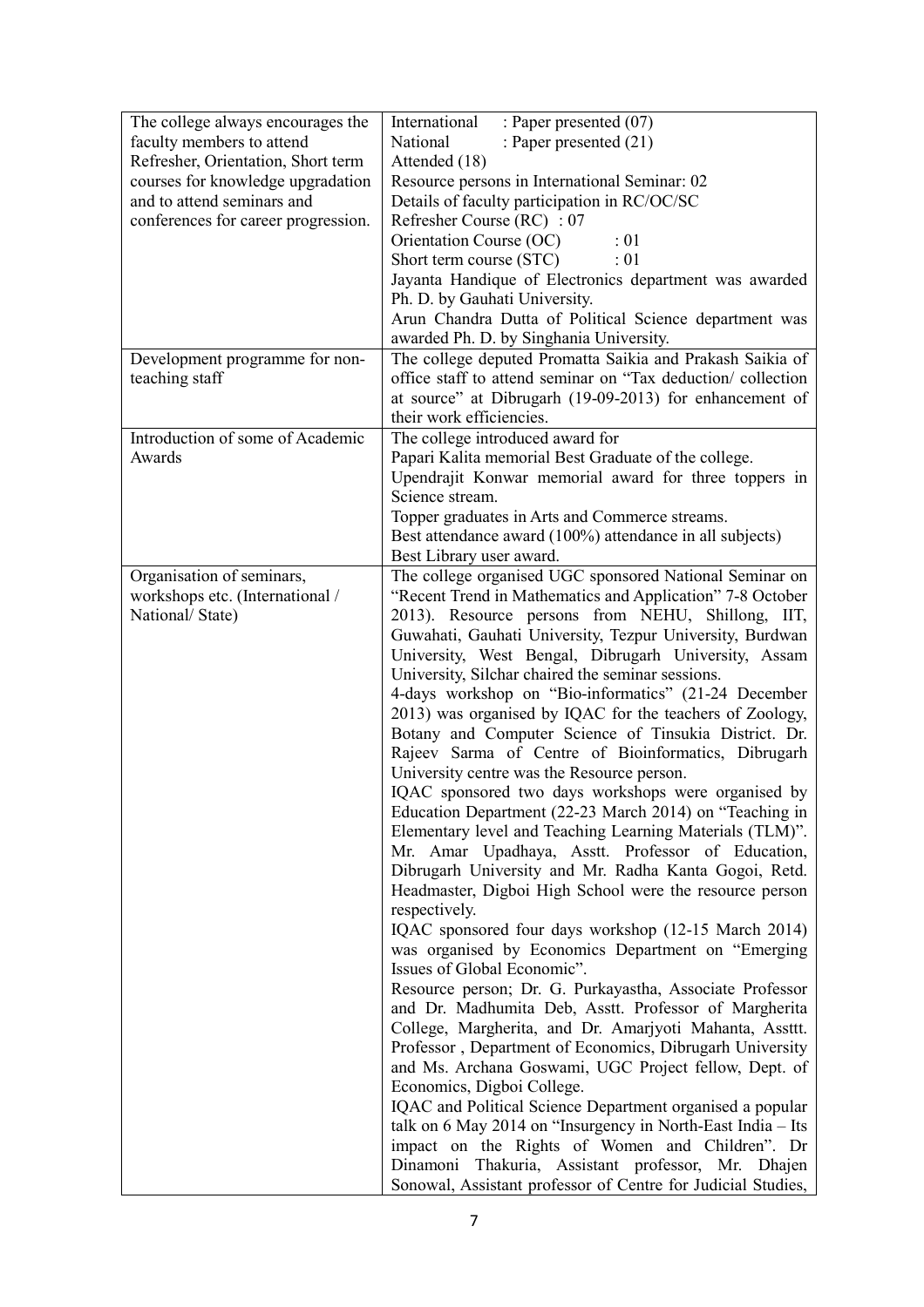| | |
|---|---|
| The college always encourages the faculty members to attend Refresher, Orientation, Short term courses for knowledge upgradation and to attend seminars and conferences for career progression. | International : Paper presented (07)<br>National : Paper presented (21)<br>Attended (18)<br>Resource persons in International Seminar: 02<br>Details of faculty participation in RC/OC/SC<br>Refresher Course (RC) : 07<br>Orientation Course (OC) : 01<br>Short term course (STC) : 01<br>Jayanta Handique of Electronics department was awarded Ph. D. by Gauhati University.<br>Arun Chandra Dutta of Political Science department was awarded Ph. D. by Singhania University. |
| Development programme for non-teaching staff | The college deputed Promatta Saikia and Prakash Saikia of office staff to attend seminar on "Tax deduction/ collection at source" at Dibrugarh (19-09-2013) for enhancement of their work efficiencies. |
| Introduction of some of Academic Awards | The college introduced award for<br>Papari Kalita memorial Best Graduate of the college.<br>Upendrajit Konwar memorial award for three toppers in Science stream.<br>Topper graduates in Arts and Commerce streams.<br>Best attendance award (100%) attendance in all subjects)<br>Best Library user award. |
| Organisation of seminars, workshops etc. (International / National/ State) | The college organised UGC sponsored National Seminar on "Recent Trend in Mathematics and Application" 7-8 October 2013). Resource persons from NEHU, Shillong, IIT, Guwahati, Gauhati University, Tezpur University, Burdwan University, West Bengal, Dibrugarh University, Assam University, Silchar chaired the seminar sessions.<br>4-days workshop on "Bio-informatics" (21-24 December 2013) was organised by IQAC for the teachers of Zoology, Botany and Computer Science of Tinsukia District. Dr. Rajeev Sarma of Centre of Bioinformatics, Dibrugarh University centre was the Resource person.<br>IQAC sponsored two days workshops were organised by Education Department (22-23 March 2014) on "Teaching in Elementary level and Teaching Learning Materials (TLM)". Mr. Amar Upadhaya, Asstt. Professor of Education, Dibrugarh University and Mr. Radha Kanta Gogoi, Retd. Headmaster, Digboi High School were the resource person respectively.<br>IQAC sponsored four days workshop (12-15 March 2014) was organised by Economics Department on "Emerging Issues of Global Economic".<br>Resource person; Dr. G. Purkayastha, Associate Professor and Dr. Madhumita Deb, Asstt. Professor of Margherita College, Margherita, and Dr. Amarjyoti Mahanta, Assttt. Professor , Department of Economics, Dibrugarh University and Ms. Archana Goswami, UGC Project fellow, Dept. of Economics, Digboi College.<br>IQAC and Political Science Department organised a popular talk on 6 May 2014 on "Insurgency in North-East India – Its impact on the Rights of Women and Children". Dr Dinamoni Thakuria, Assistant professor, Mr. Dhajen Sonowal, Assistant professor of Centre for Judicial Studies, |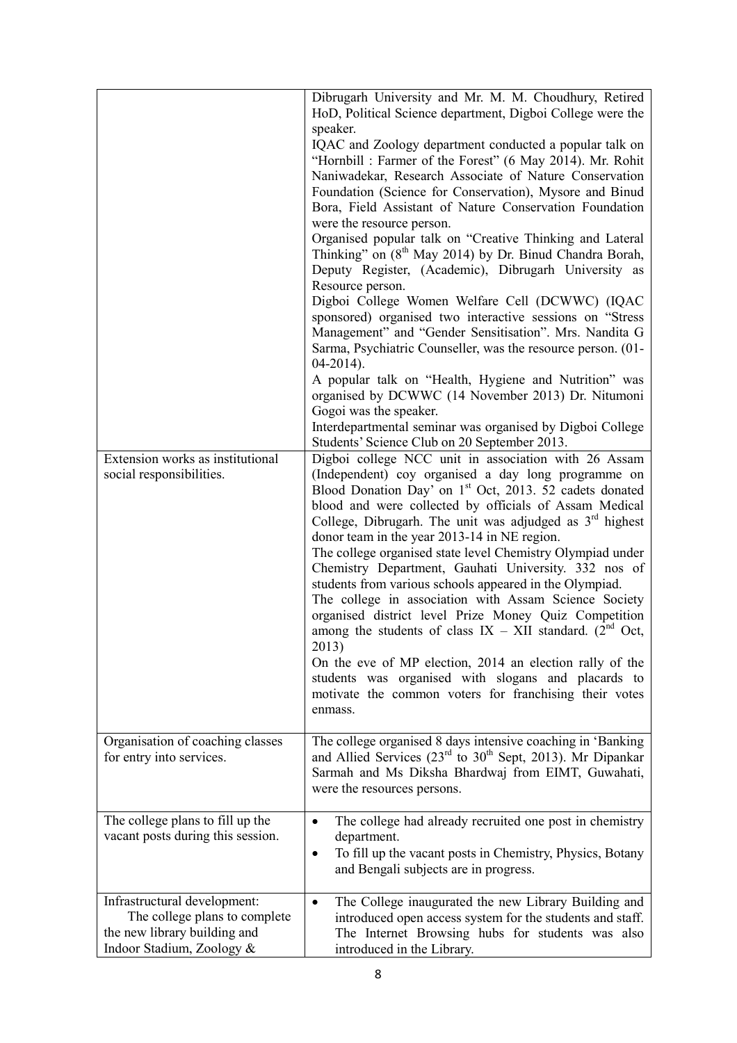| | |
|---|---|
| | Dibrugarh University and Mr. M. M. Choudhury, Retired HoD, Political Science department, Digboi College were the speaker.<br>IQAC and Zoology department conducted a popular talk on "Hornbill : Farmer of the Forest" (6 May 2014). Mr. Rohit Naniwadekar, Research Associate of Nature Conservation Foundation (Science for Conservation), Mysore and Binud Bora, Field Assistant of Nature Conservation Foundation were the resource person.<br>Organised popular talk on "Creative Thinking and Lateral Thinking" on (8th May 2014) by Dr. Binud Chandra Borah, Deputy Register, (Academic), Dibrugarh University as Resource person.<br>Digboi College Women Welfare Cell (DCWWC) (IQAC sponsored) organised two interactive sessions on "Stress Management" and "Gender Sensitisation". Mrs. Nandita G Sarma, Psychiatric Counseller, was the resource person. (01-04-2014).<br>A popular talk on "Health, Hygiene and Nutrition" was organised by DCWWC (14 November 2013) Dr. Nitumoni Gogoi was the speaker.<br>Interdepartmental seminar was organised by Digboi College Students' Science Club on 20 September 2013. |
| Extension works as institutional social responsibilities. | Digboi college NCC unit in association with 26 Assam (Independent) coy organised a day long programme on Blood Donation Day' on 1st Oct, 2013. 52 cadets donated blood and were collected by officials of Assam Medical College, Dibrugarh. The unit was adjudged as 3rd highest donor team in the year 2013-14 in NE region.<br>The college organised state level Chemistry Olympiad under Chemistry Department, Gauhati University. 332 nos of students from various schools appeared in the Olympiad.<br>The college in association with Assam Science Society organised district level Prize Money Quiz Competition among the students of class IX – XII standard. (2nd Oct, 2013)<br>On the eve of MP election, 2014 an election rally of the students was organised with slogans and placards to motivate the common voters for franchising their votes enmass. |
| Organisation of coaching classes for entry into services. | The college organised 8 days intensive coaching in 'Banking and Allied Services (23rd to 30th Sept, 2013). Mr Dipankar Sarmah and Ms Diksha Bhardwaj from EIMT, Guwahati, were the resources persons. |
| The college plans to fill up the vacant posts during this session. | • The college had already recruited one post in chemistry department.<br>• To fill up the vacant posts in Chemistry, Physics, Botany and Bengali subjects are in progress. |
| Infrastructural development: The college plans to complete the new library building and Indoor Stadium, Zoology & | • The College inaugurated the new Library Building and introduced open access system for the students and staff. The Internet Browsing hubs for students was also introduced in the Library. |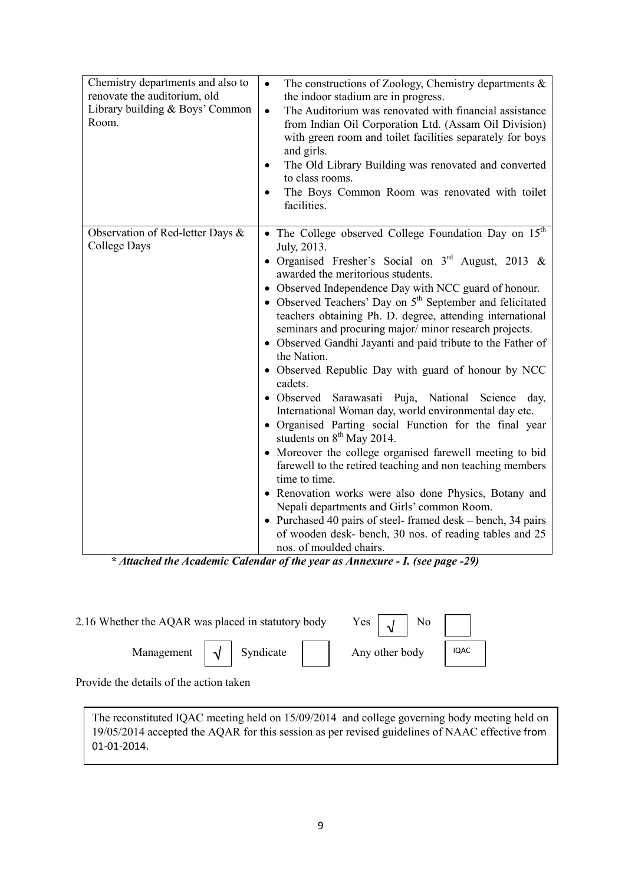| | |
|---|---|
| Chemistry departments and also to renovate the auditorium, old Library building & Boys' Common Room. | • The constructions of Zoology, Chemistry departments & the indoor stadium are in progress.<br>• The Auditorium was renovated with financial assistance from Indian Oil Corporation Ltd. (Assam Oil Division) with green room and toilet facilities separately for boys and girls.<br>• The Old Library Building was renovated and converted to class rooms.<br>• The Boys Common Room was renovated with toilet facilities. |
| Observation of Red-letter Days & College Days | • The College observed College Foundation Day on 15th July, 2013.<br>• Organised Fresher's Social on 3rd August, 2013 & awarded the meritorious students.<br>• Observed Independence Day with NCC guard of honour.<br>• Observed Teachers' Day on 5th September and felicitated teachers obtaining Ph. D. degree, attending international seminars and procuring major/ minor research projects.<br>• Observed Gandhi Jayanti and paid tribute to the Father of the Nation.<br>• Observed Republic Day with guard of honour by NCC cadets.<br>• Observed Sarawasati Puja, National Science day, International Woman day, world environmental day etc.<br>• Organised Parting social Function for the final year students on 8th May 2014.<br>• Moreover the college organised farewell meeting to bid farewell to the retired teaching and non teaching members time to time.<br>• Renovation works were also done Physics, Botany and Nepali departments and Girls' common Room.<br>• Purchased 40 pairs of steel- framed desk – bench, 34 pairs of wooden desk- bench, 30 nos. of reading tables and 25 nos. of moulded chairs. |

***** *Attached the Academic Calendar of the year as Annexure - I. (see page -29)***

2.16 Whether the AQAR was placed in statutory body Yes [√] No [ ]

Management [√] Syndicate [ ] Any other body [IQAC]

Provide the details of the action taken

The reconstituted IQAC meeting held on 15/09/2014 and college governing body meeting held on 19/05/2014 accepted the AQAR for this session as per revised guidelines of NAAC effective from 01-01-2014.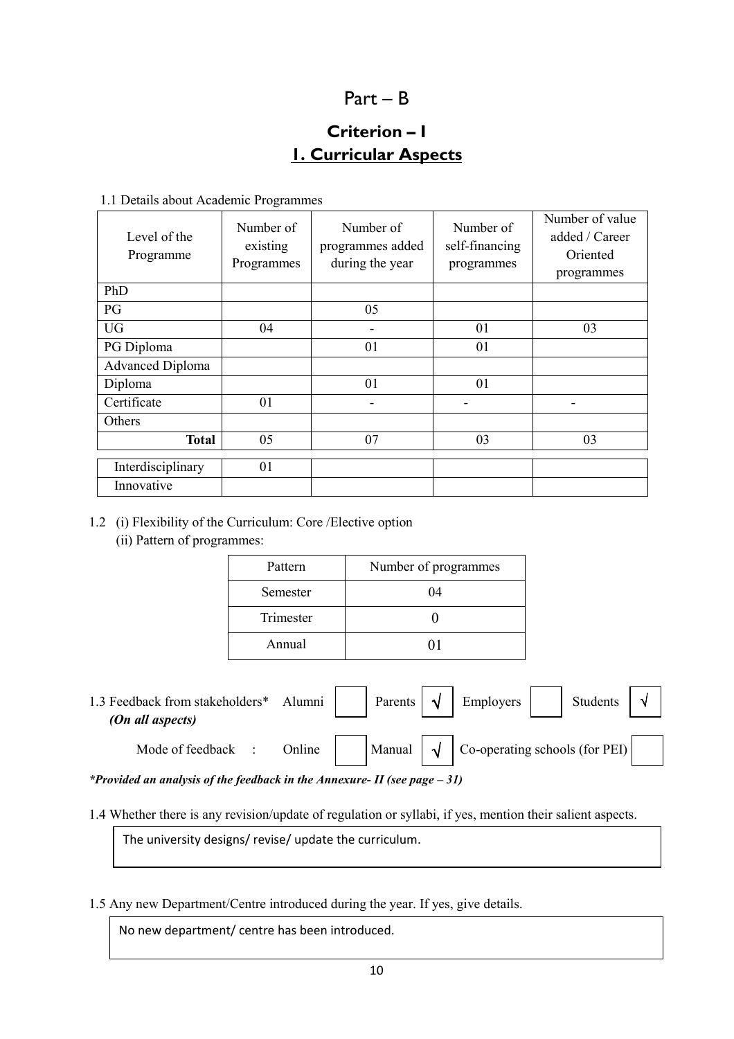# Part – B

## Criterion – I

## 1. Curricular Aspects

1.1 Details about Academic Programmes

| Level of the Programme | Number of existing Programmes | Number of programmes added during the year | Number of self-financing programmes | Number of value added / Career Oriented programmes |
|---|---|---|---|---|
| PhD | | | | |
| PG | | 05 | | |
| UG | 04 | - | 01 | 03 |
| PG Diploma | | 01 | 01 | |
| Advanced Diploma | | | | |
| Diploma | | 01 | 01 | |
| Certificate | 01 | - | - | - |
| Others | | | | |
| **Total** | 05 | 07 | 03 | 03 |
| Interdisciplinary | 01 | | | |
| Innovative | | | | |

1.2 (i) Flexibility of the Curriculum: Core /Elective option

(ii) Pattern of programmes:

| Pattern | Number of programmes |
|---|---|
| Semester | 04 |
| Trimester | 0 |
| Annual | 01 |

1.3 Feedback from stakeholders* *(On all aspects)*  Alumni [ ]  Parents [√]  Employers [ ]  Students [√]

Mode of feedback : Online [ ]  Manual [√]  Co-operating schools (for PEI) [ ]

***Provided an analysis of the feedback in the Annexure- II (see page – 31)***

1.4 Whether there is any revision/update of regulation or syllabi, if yes, mention their salient aspects.

The university designs/ revise/ update the curriculum.

1.5 Any new Department/Centre introduced during the year. If yes, give details.

No new department/ centre has been introduced.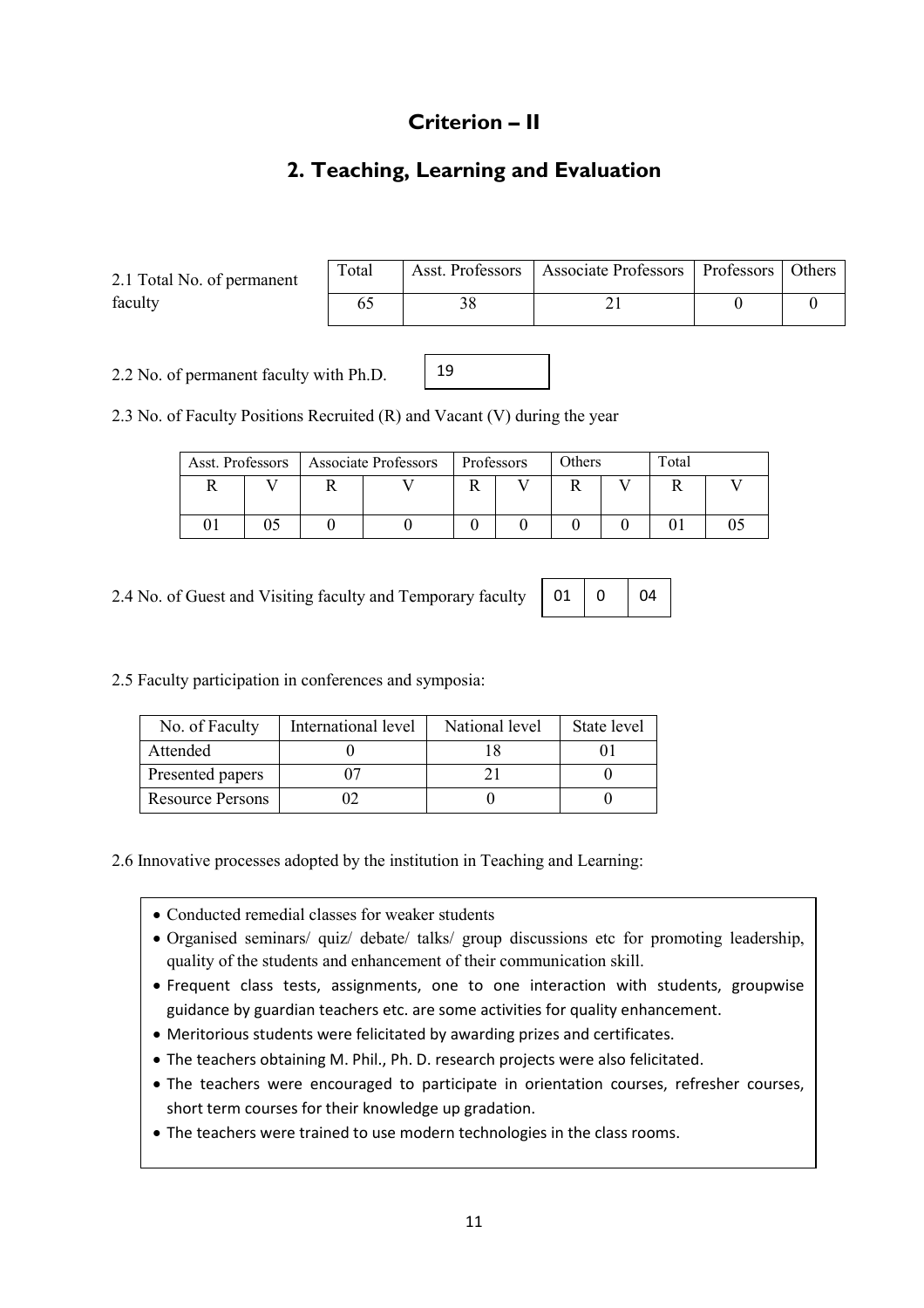# Criterion – II

## 2. Teaching, Learning and Evaluation

2.1 Total No. of permanent faculty

| Total | Asst. Professors | Associate Professors | Professors | Others |
|---|---|---|---|---|
| 65 | 38 | 21 | 0 | 0 |

2.2 No. of permanent faculty with Ph.D. 19

2.3 No. of Faculty Positions Recruited (R) and Vacant (V) during the year

| Asst. Professors | | Associate Professors | | Professors | | Others | | Total | |
|---|---|---|---|---|---|---|---|---|---|
| R | V | R | V | R | V | R | V | R | V |
| 01 | 05 | 0 | 0 | 0 | 0 | 0 | 0 | 01 | 05 |

2.4 No. of Guest and Visiting faculty and Temporary faculty

| 01 | 0 | 04 |
|---|---|---|

2.5 Faculty participation in conferences and symposia:

| No. of Faculty | International level | National level | State level |
|---|---|---|---|
| Attended | 0 | 18 | 01 |
| Presented papers | 07 | 21 | 0 |
| Resource Persons | 02 | 0 | 0 |

2.6 Innovative processes adopted by the institution in Teaching and Learning:

- Conducted remedial classes for weaker students
- Organised seminars/ quiz/ debate/ talks/ group discussions etc for promoting leadership, quality of the students and enhancement of their communication skill.
- Frequent class tests, assignments, one to one interaction with students, groupwise guidance by guardian teachers etc. are some activities for quality enhancement.
- Meritorious students were felicitated by awarding prizes and certificates.
- The teachers obtaining M. Phil., Ph. D. research projects were also felicitated.
- The teachers were encouraged to participate in orientation courses, refresher courses, short term courses for their knowledge up gradation.
- The teachers were trained to use modern technologies in the class rooms.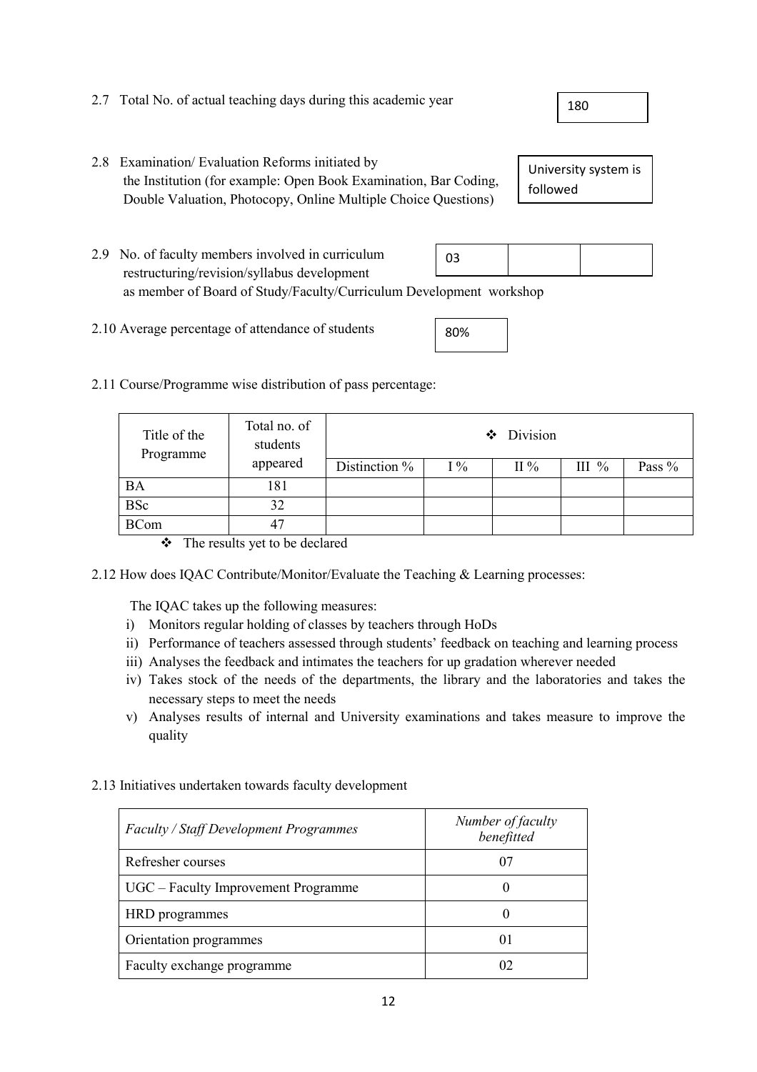2.7 Total No. of actual teaching days during this academic year

180

2.8 Examination/ Evaluation Reforms initiated by the Institution (for example: Open Book Examination, Bar Coding, Double Valuation, Photocopy, Online Multiple Choice Questions)

University system is followed

2.9 No. of faculty members involved in curriculum restructuring/revision/syllabus development as member of Board of Study/Faculty/Curriculum Development workshop

| 03 | | |
|---|---|---|

2.10 Average percentage of attendance of students

80%

2.11 Course/Programme wise distribution of pass percentage:

| Title of the Programme | Total no. of students appeared | ❖ Division | | | | |
|---|---|---|---|---|---|---|
| | | Distinction % | I % | II % | III % | Pass % |
| BA | 181 | | | | | |
| BSc | 32 | | | | | |
| BCom | 47 | | | | | |

❖ The results yet to be declared

2.12 How does IQAC Contribute/Monitor/Evaluate the Teaching & Learning processes:

The IQAC takes up the following measures:

i) Monitors regular holding of classes by teachers through HoDs
ii) Performance of teachers assessed through students' feedback on teaching and learning process
iii) Analyses the feedback and intimates the teachers for up gradation wherever needed
iv) Takes stock of the needs of the departments, the library and the laboratories and takes the necessary steps to meet the needs
v) Analyses results of internal and University examinations and takes measure to improve the quality

2.13 Initiatives undertaken towards faculty development

| *Faculty / Staff Development Programmes* | *Number of faculty benefitted* |
|---|---|
| Refresher courses | 07 |
| UGC – Faculty Improvement Programme | 0 |
| HRD programmes | 0 |
| Orientation programmes | 01 |
| Faculty exchange programme | 02 |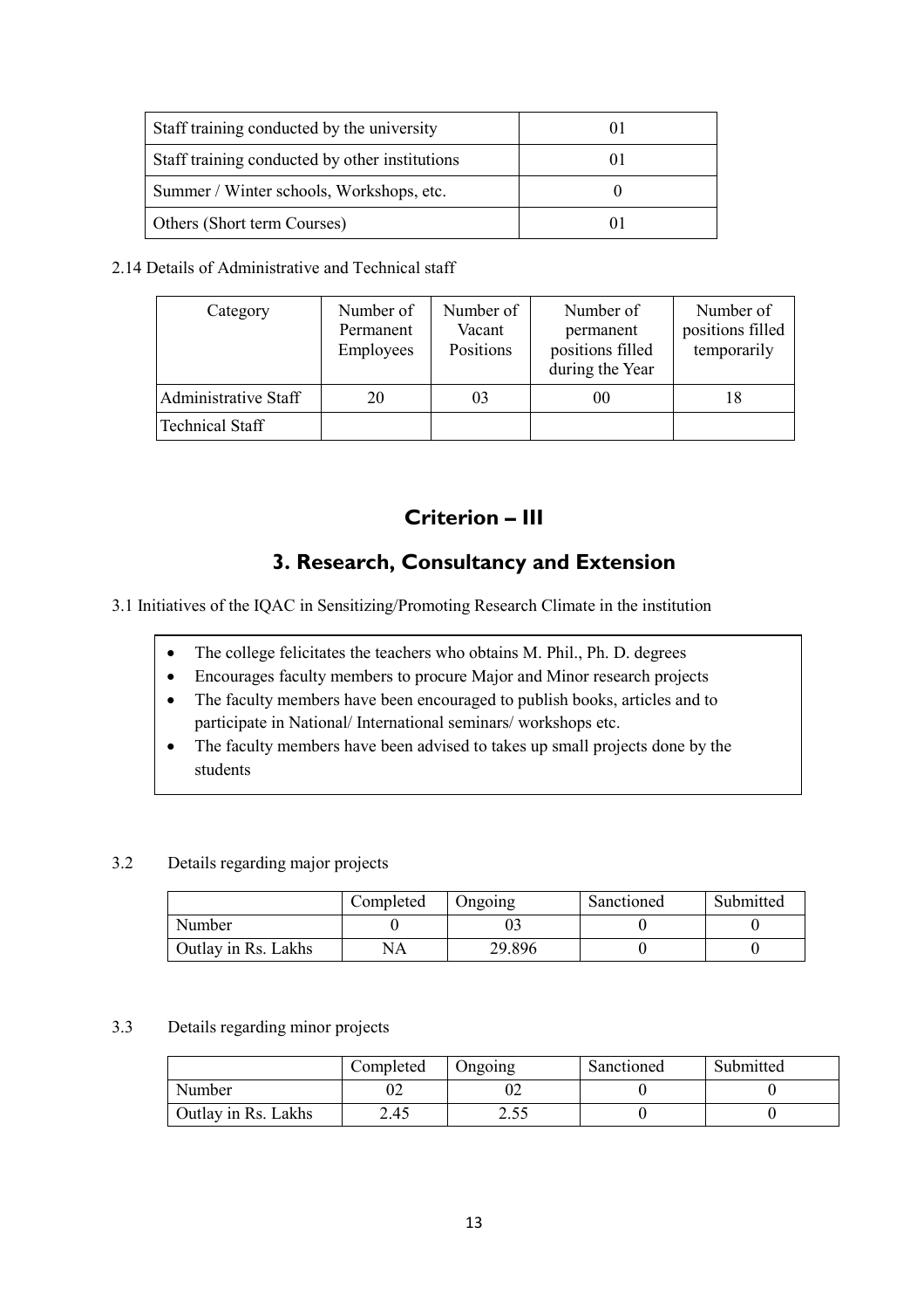| Staff training conducted by the university | 01 |
|---|---|
| Staff training conducted by other institutions | 01 |
| Summer / Winter schools, Workshops, etc. | 0 |
| Others (Short term Courses) | 01 |

2.14 Details of Administrative and Technical staff

| Category | Number of Permanent Employees | Number of Vacant Positions | Number of permanent positions filled during the Year | Number of positions filled temporarily |
|---|---|---|---|---|
| Administrative Staff | 20 | 03 | 00 | 18 |
| Technical Staff | | | | |

## Criterion – III

## 3. Research, Consultancy and Extension

3.1 Initiatives of the IQAC in Sensitizing/Promoting Research Climate in the institution

- The college felicitates the teachers who obtains M. Phil., Ph. D. degrees
- Encourages faculty members to procure Major and Minor research projects
- The faculty members have been encouraged to publish books, articles and to participate in National/ International seminars/ workshops etc.
- The faculty members have been advised to takes up small projects done by the students

3.2 Details regarding major projects

| | Completed | Ongoing | Sanctioned | Submitted |
|---|---|---|---|---|
| Number | 0 | 03 | 0 | 0 |
| Outlay in Rs. Lakhs | NA | 29.896 | 0 | 0 |

3.3 Details regarding minor projects

| | Completed | Ongoing | Sanctioned | Submitted |
|---|---|---|---|---|
| Number | 02 | 02 | 0 | 0 |
| Outlay in Rs. Lakhs | 2.45 | 2.55 | 0 | 0 |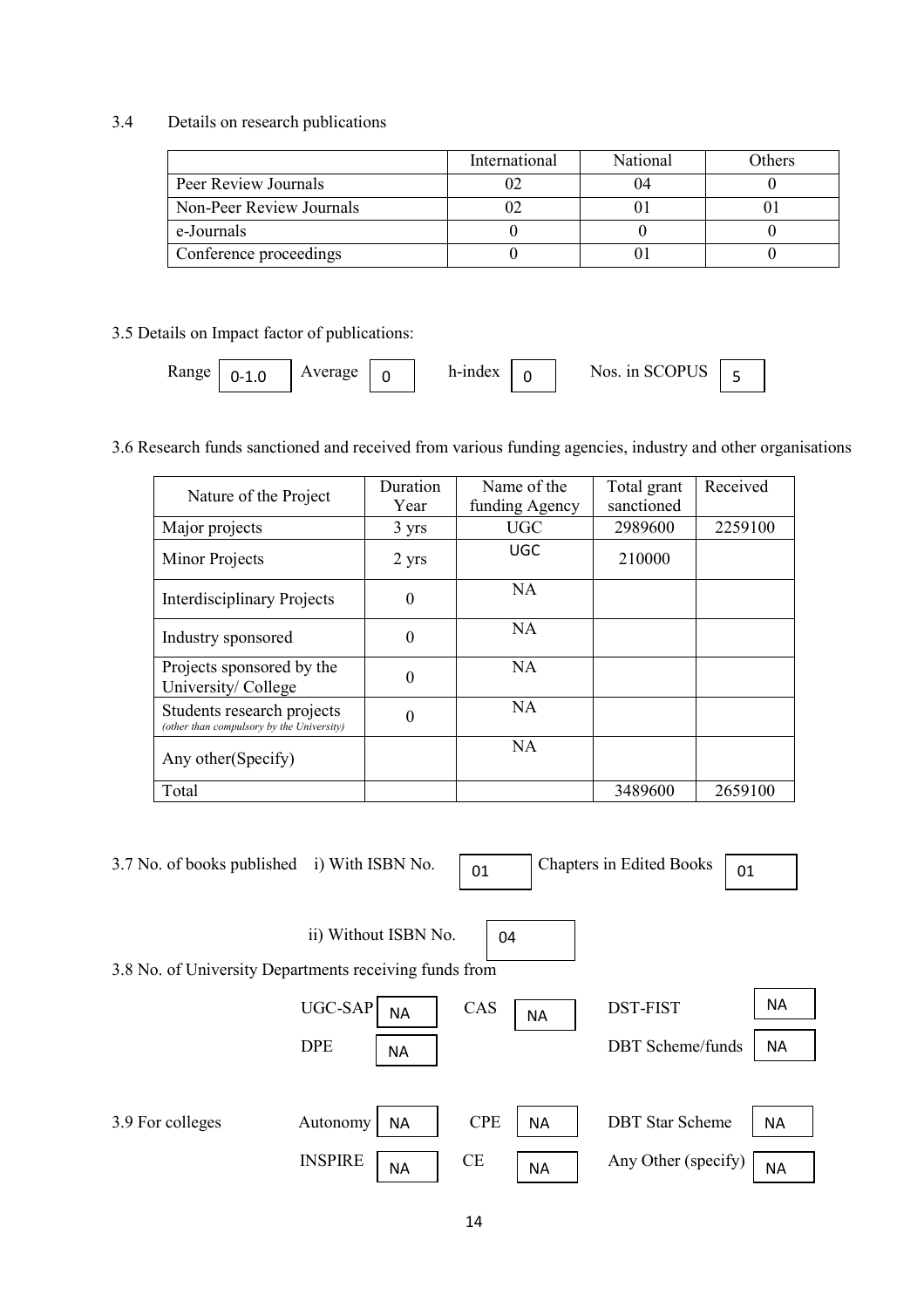3.4 Details on research publications

| | International | National | Others |
|---|---|---|---|
| Peer Review Journals | 02 | 04 | 0 |
| Non-Peer Review Journals | 02 | 01 | 01 |
| e-Journals | 0 | 0 | 0 |
| Conference proceedings | 0 | 01 | 0 |

3.5 Details on Impact factor of publications:

Range: 0-1.0  Average: 0  h-index: 0  Nos. in SCOPUS: 5

3.6 Research funds sanctioned and received from various funding agencies, industry and other organisations

| Nature of the Project | Duration Year | Name of the funding Agency | Total grant sanctioned | Received |
|---|---|---|---|---|
| Major projects | 3 yrs | UGC | 2989600 | 2259100 |
| Minor Projects | 2 yrs | UGC | 210000 | |
| Interdisciplinary Projects | 0 | NA | | |
| Industry sponsored | 0 | NA | | |
| Projects sponsored by the University/ College | 0 | NA | | |
| Students research projects *(other than compulsory by the University)* | 0 | NA | | |
| Any other(Specify) | | NA | | |
| Total | | | 3489600 | 2659100 |

3.7 No. of books published i) With ISBN No. 01  Chapters in Edited Books 01

ii) Without ISBN No. 04

3.8 No. of University Departments receiving funds from

UGC-SAP: NA  CAS: NA  DST-FIST: NA

DPE: NA  DBT Scheme/funds: NA

3.9 For colleges

Autonomy: NA  CPE: NA  DBT Star Scheme: NA

INSPIRE: NA  CE: NA  Any Other (specify): NA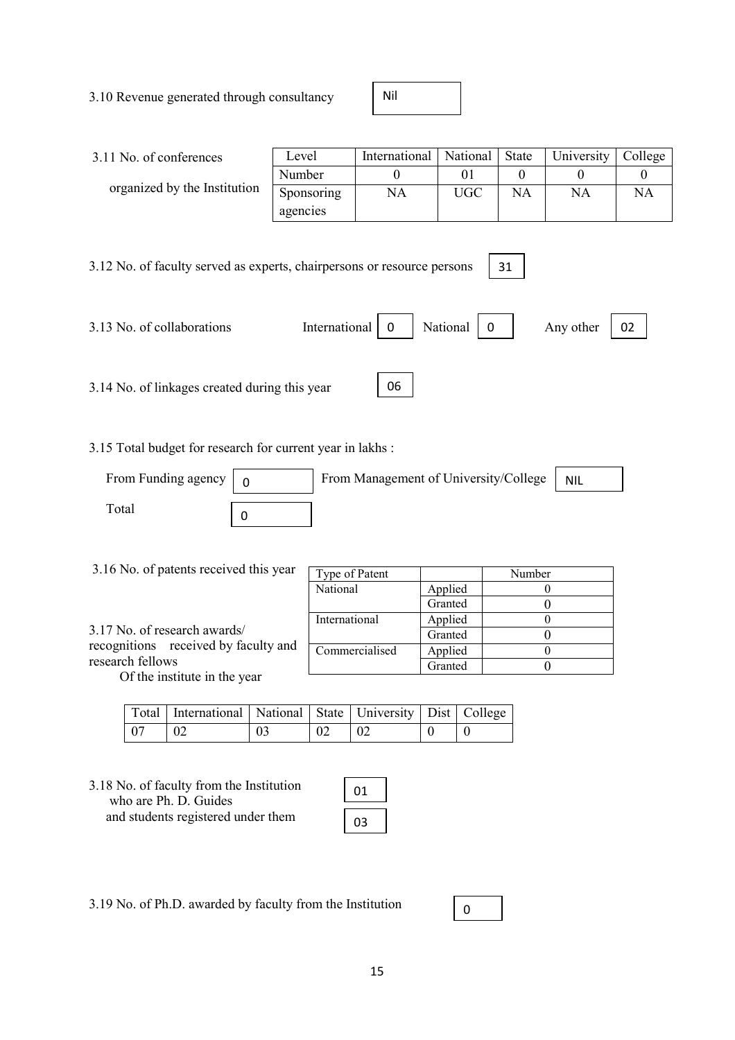3.10 Revenue generated through consultancy: Nil

3.11 No. of conferences organized by the Institution

| Level | International | National | State | University | College |
|---|---|---|---|---|---|
| Number | 0 | 01 | 0 | 0 | 0 |
| Sponsoring agencies | NA | UGC | NA | NA | NA |

3.12 No. of faculty served as experts, chairpersons or resource persons: 31

3.13 No. of collaborations: International: 0 National: 0 Any other: 02

3.14 No. of linkages created during this year: 06

3.15 Total budget for research for current year in lakhs :

From Funding agency: 0 From Management of University/College: NIL

Total: 0

3.16 No. of patents received this year

| Type of Patent | | Number |
|---|---|---|
| National | Applied | 0 |
| | Granted | 0 |
| International | Applied | 0 |
| | Granted | 0 |
| Commercialised | Applied | 0 |
| | Granted | 0 |

3.17 No. of research awards/ recognitions received by faculty and research fellows Of the institute in the year

| Total | International | National | State | University | Dist | College |
|---|---|---|---|---|---|---|
| 07 | 02 | 03 | 02 | 02 | 0 | 0 |

3.18 No. of faculty from the Institution who are Ph. D. Guides: 01

and students registered under them: 03

3.19 No. of Ph.D. awarded by faculty from the Institution: 0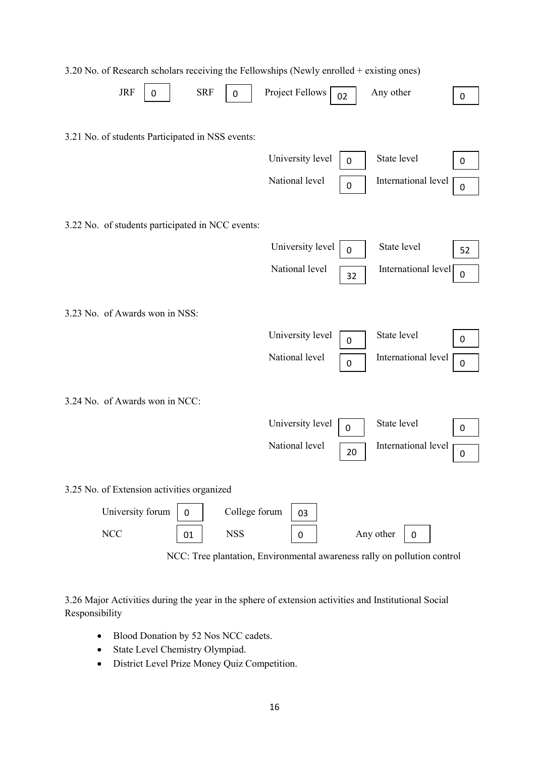3.20 No. of Research scholars receiving the Fellowships (Newly enrolled + existing ones)

| JRF | SRF | Project Fellows | Any other |
|---|---|---|---|
| 0 | 0 | 02 | 0 |

3.21 No. of students Participated in NSS events:

| University level | State level | National level | International level |
|---|---|---|---|
| 0 | 0 | 0 | 0 |

3.22 No. of students participated in NCC events:

| University level | State level | National level | International level |
|---|---|---|---|
| 0 | 52 | 32 | 0 |

3.23 No. of Awards won in NSS:

| University level | State level | National level | International level |
|---|---|---|---|
| 0 | 0 | 0 | 0 |

3.24 No. of Awards won in NCC:

| University level | State level | National level | International level |
|---|---|---|---|
| 0 | 0 | 20 | 0 |

3.25 No. of Extension activities organized

| University forum | College forum | NCC | NSS | Any other |
|---|---|---|---|---|
| 0 | 03 | 01 | 0 | 0 |

NCC: Tree plantation, Environmental awareness rally on pollution control

3.26 Major Activities during the year in the sphere of extension activities and Institutional Social Responsibility

- Blood Donation by 52 Nos NCC cadets.
- State Level Chemistry Olympiad.
- District Level Prize Money Quiz Competition.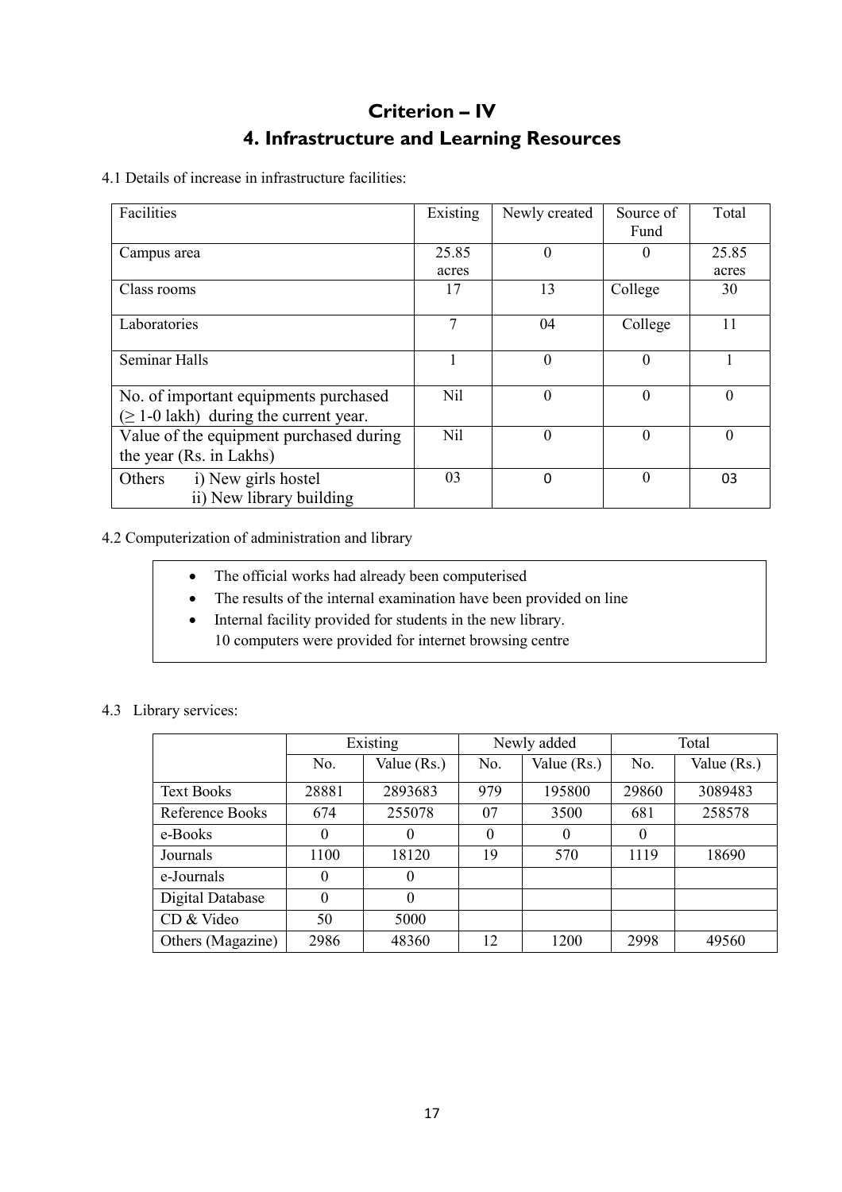# Criterion – IV

## 4. Infrastructure and Learning Resources

4.1 Details of increase in infrastructure facilities:

| Facilities | Existing | Newly created | Source of Fund | Total |
|---|---|---|---|---|
| Campus area | 25.85 acres | 0 | 0 | 25.85 acres |
| Class rooms | 17 | 13 | College | 30 |
| Laboratories | 7 | 04 | College | 11 |
| Seminar Halls | 1 | 0 | 0 | 1 |
| No. of important equipments purchased (≥ 1-0 lakh) during the current year. | Nil | 0 | 0 | 0 |
| Value of the equipment purchased during the year (Rs. in Lakhs) | Nil | 0 | 0 | 0 |
| Others i) New girls hostel ii) New library building | 03 | 0 | 0 | 03 |

4.2 Computerization of administration and library

- The official works had already been computerised
- The results of the internal examination have been provided on line
- Internal facility provided for students in the new library.
  10 computers were provided for internet browsing centre

4.3 Library services:

| | Existing | | Newly added | | Total | |
|---|---|---|---|---|---|---|
| | No. | Value (Rs.) | No. | Value (Rs.) | No. | Value (Rs.) |
| Text Books | 28881 | 2893683 | 979 | 195800 | 29860 | 3089483 |
| Reference Books | 674 | 255078 | 07 | 3500 | 681 | 258578 |
| e-Books | 0 | 0 | 0 | 0 | 0 | |
| Journals | 1100 | 18120 | 19 | 570 | 1119 | 18690 |
| e-Journals | 0 | 0 | | | | |
| Digital Database | 0 | 0 | | | | |
| CD & Video | 50 | 5000 | | | | |
| Others (Magazine) | 2986 | 48360 | 12 | 1200 | 2998 | 49560 |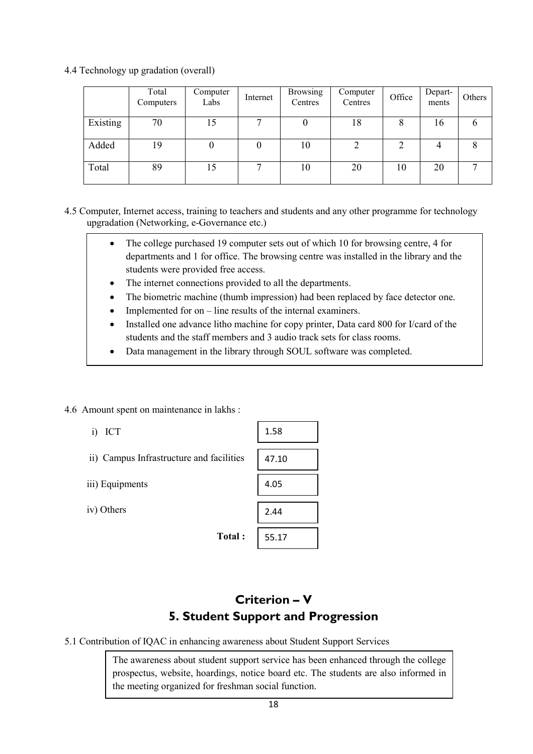4.4 Technology up gradation (overall)

| | Total Computers | Computer Labs | Internet | Browsing Centres | Computer Centres | Office | Depart-ments | Others |
|---|---|---|---|---|---|---|---|---|
| Existing | 70 | 15 | 7 | 0 | 18 | 8 | 16 | 6 |
| Added | 19 | 0 | 0 | 10 | 2 | 2 | 4 | 8 |
| Total | 89 | 15 | 7 | 10 | 20 | 10 | 20 | 7 |

4.5 Computer, Internet access, training to teachers and students and any other programme for technology upgradation (Networking, e-Governance etc.)

- The college purchased 19 computer sets out of which 10 for browsing centre, 4 for departments and 1 for office. The browsing centre was installed in the library and the students were provided free access.
- The internet connections provided to all the departments.
- The biometric machine (thumb impression) had been replaced by face detector one.
- Implemented for on – line results of the internal examiners.
- Installed one advance litho machine for copy printer, Data card 800 for I/card of the students and the staff members and 3 audio track sets for class rooms.
- Data management in the library through SOUL software was completed.

4.6 Amount spent on maintenance in lakhs :

| | |
|---|---|
| i) ICT | 1.58 |
| ii) Campus Infrastructure and facilities | 47.10 |
| iii) Equipments | 4.05 |
| iv) Others | 2.44 |
| **Total :** | 55.17 |

## Criterion – V

## 5. Student Support and Progression

5.1 Contribution of IQAC in enhancing awareness about Student Support Services

The awareness about student support service has been enhanced through the college prospectus, website, hoardings, notice board etc. The students are also informed in the meeting organized for freshman social function.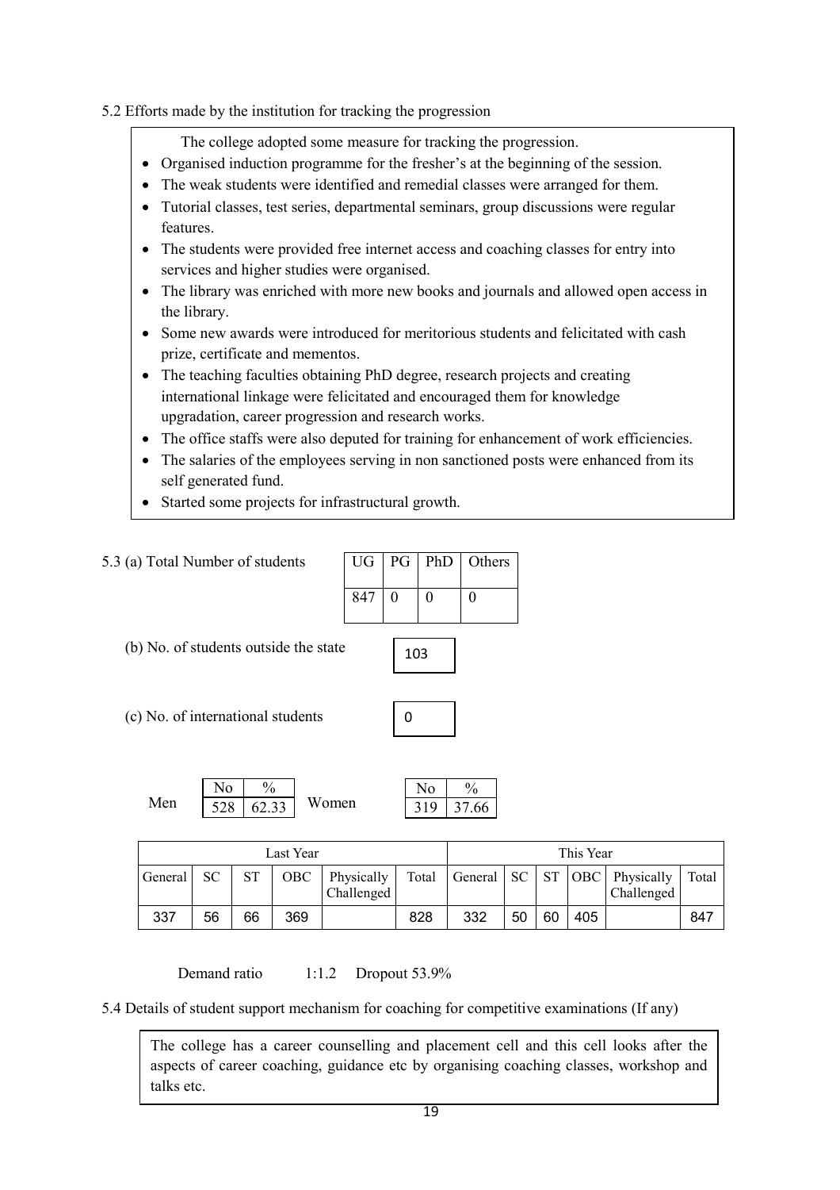5.2 Efforts made by the institution for tracking the progression

The college adopted some measure for tracking the progression.

- Organised induction programme for the fresher's at the beginning of the session.
- The weak students were identified and remedial classes were arranged for them.
- Tutorial classes, test series, departmental seminars, group discussions were regular features.
- The students were provided free internet access and coaching classes for entry into services and higher studies were organised.
- The library was enriched with more new books and journals and allowed open access in the library.
- Some new awards were introduced for meritorious students and felicitated with cash prize, certificate and mementos.
- The teaching faculties obtaining PhD degree, research projects and creating international linkage were felicitated and encouraged them for knowledge upgradation, career progression and research works.
- The office staffs were also deputed for training for enhancement of work efficiencies.
- The salaries of the employees serving in non sanctioned posts were enhanced from its self generated fund.
- Started some projects for infrastructural growth.

5.3 (a) Total Number of students

| UG | PG | PhD | Others |
|---|---|---|---|
| 847 | 0 | 0 | 0 |

(b) No. of students outside the state: 103

(c) No. of international students: 0

| | No | % |
|---|---|---|
| Men | 528 | 62.33 |
| Women | 319 | 37.66 |

| Last Year | | | | | | This Year | | | | | |
|---|---|---|---|---|---|---|---|---|---|---|---|
| General | SC | ST | OBC | Physically Challenged | Total | General | SC | ST | OBC | Physically Challenged | Total |
| 337 | 56 | 66 | 369 | | 828 | 332 | 50 | 60 | 405 | | 847 |

Demand ratio 1:1.2 Dropout 53.9%

5.4 Details of student support mechanism for coaching for competitive examinations (If any)

The college has a career counselling and placement cell and this cell looks after the aspects of career coaching, guidance etc by organising coaching classes, workshop and talks etc.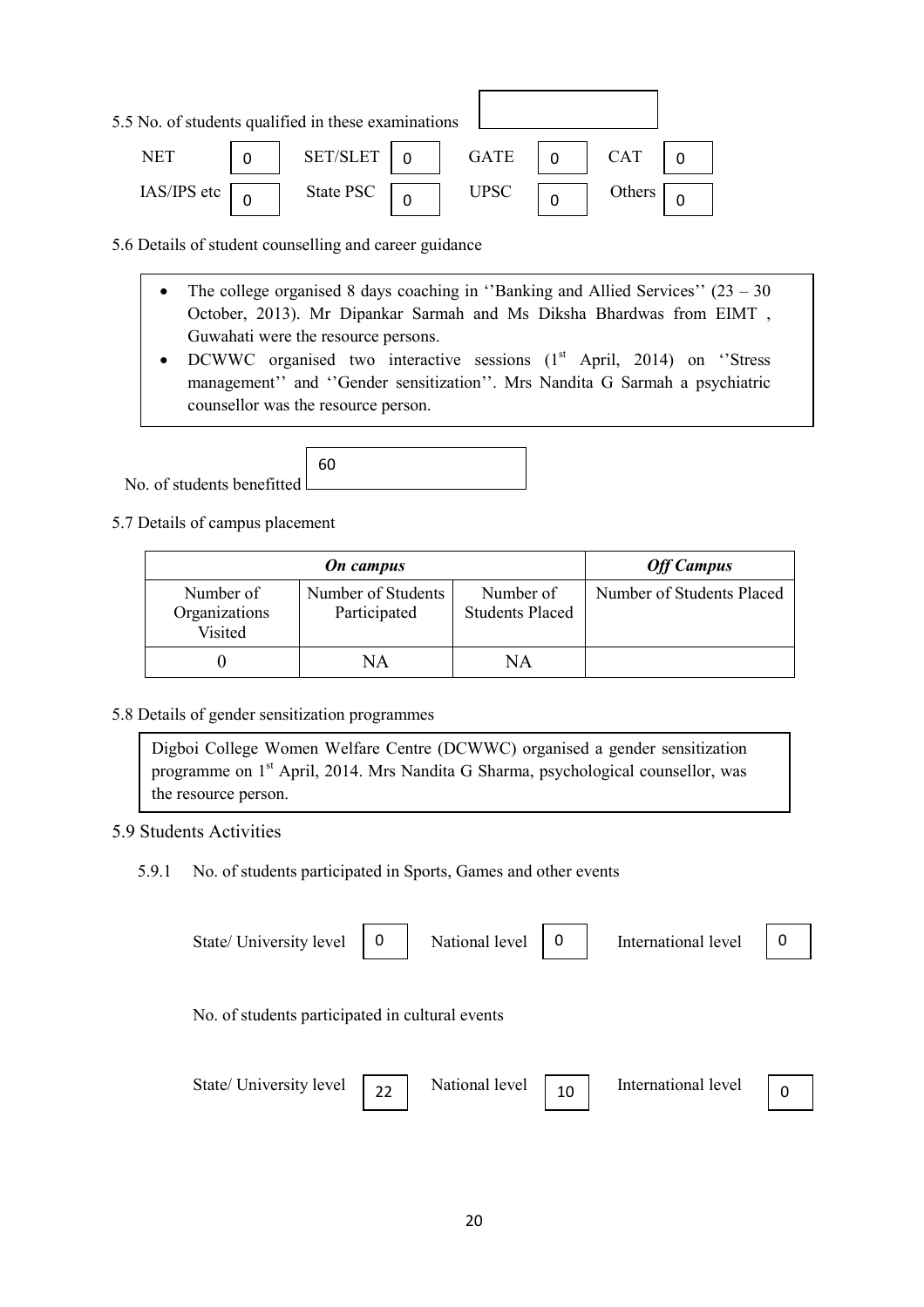5.5 No. of students qualified in these examinations

| | | | | | | | |
|---|---|---|---|---|---|---|---|
| NET | 0 | SET/SLET | 0 | GATE | 0 | CAT | 0 |
| IAS/IPS etc | 0 | State PSC | 0 | UPSC | 0 | Others | 0 |

5.6 Details of student counselling and career guidance

- The college organised 8 days coaching in ''Banking and Allied Services'' (23 – 30 October, 2013). Mr Dipankar Sarmah and Ms Diksha Bhardwas from EIMT , Guwahati were the resource persons.
- DCWWC organised two interactive sessions (1st April, 2014) on ''Stress management'' and ''Gender sensitization''. Mrs Nandita G Sarmah a psychiatric counsellor was the resource person.

No. of students benefitted: 60

5.7 Details of campus placement

| ***On campus*** | | | ***Off Campus*** |
|---|---|---|---|
| Number of Organizations Visited | Number of Students Participated | Number of Students Placed | Number of Students Placed |
| 0 | NA | NA | |

5.8 Details of gender sensitization programmes

Digboi College Women Welfare Centre (DCWWC) organised a gender sensitization programme on 1st April, 2014. Mrs Nandita G Sharma, psychological counsellor, was the resource person.

5.9 Students Activities

5.9.1 No. of students participated in Sports, Games and other events

| State/ University level | 0 | National level | 0 | International level | 0 |
|---|---|---|---|---|---|

No. of students participated in cultural events

| State/ University level | 22 | National level | 10 | International level | 0 |
|---|---|---|---|---|---|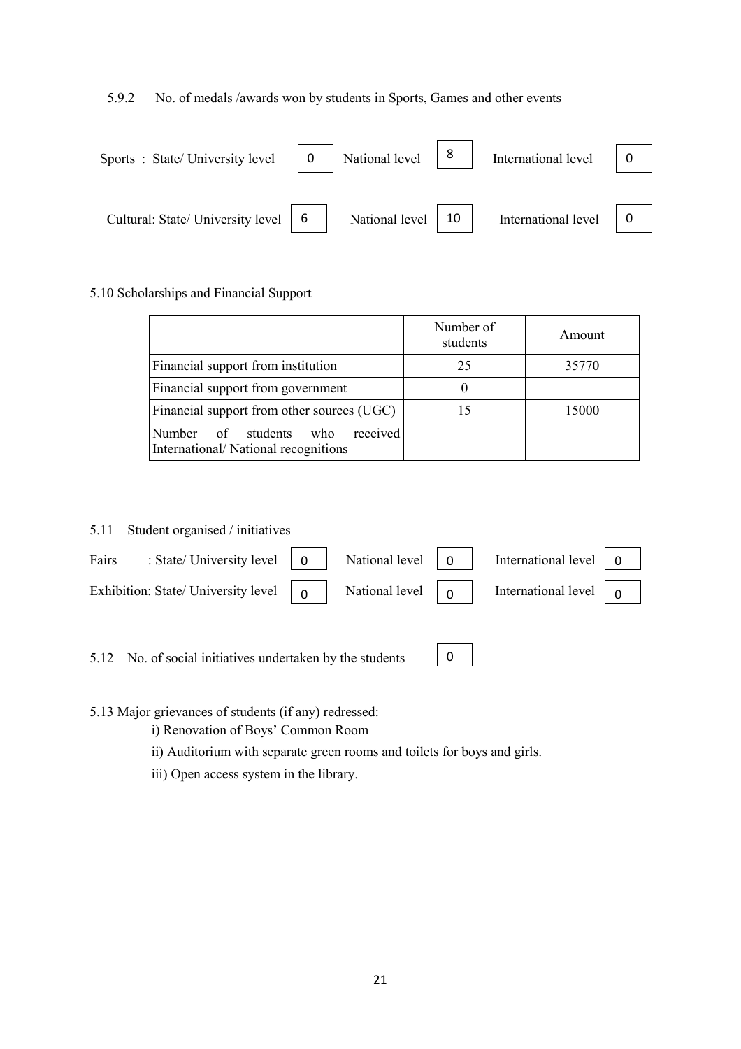5.9.2 No. of medals /awards won by students in Sports, Games and other events

Sports : State/ University level 0 National level 8 International level 0

Cultural: State/ University level 6 National level 10 International level 0

5.10 Scholarships and Financial Support

| | Number of students | Amount |
|---|---|---|
| Financial support from institution | 25 | 35770 |
| Financial support from government | 0 | |
| Financial support from other sources (UGC) | 15 | 15000 |
| Number of students who received International/ National recognitions | | |

5.11 Student organised / initiatives

Fairs : State/ University level 0 National level 0 International level 0

Exhibition: State/ University level 0 National level 0 International level 0

5.12 No. of social initiatives undertaken by the students 0

5.13 Major grievances of students (if any) redressed:

i) Renovation of Boys' Common Room

ii) Auditorium with separate green rooms and toilets for boys and girls.

iii) Open access system in the library.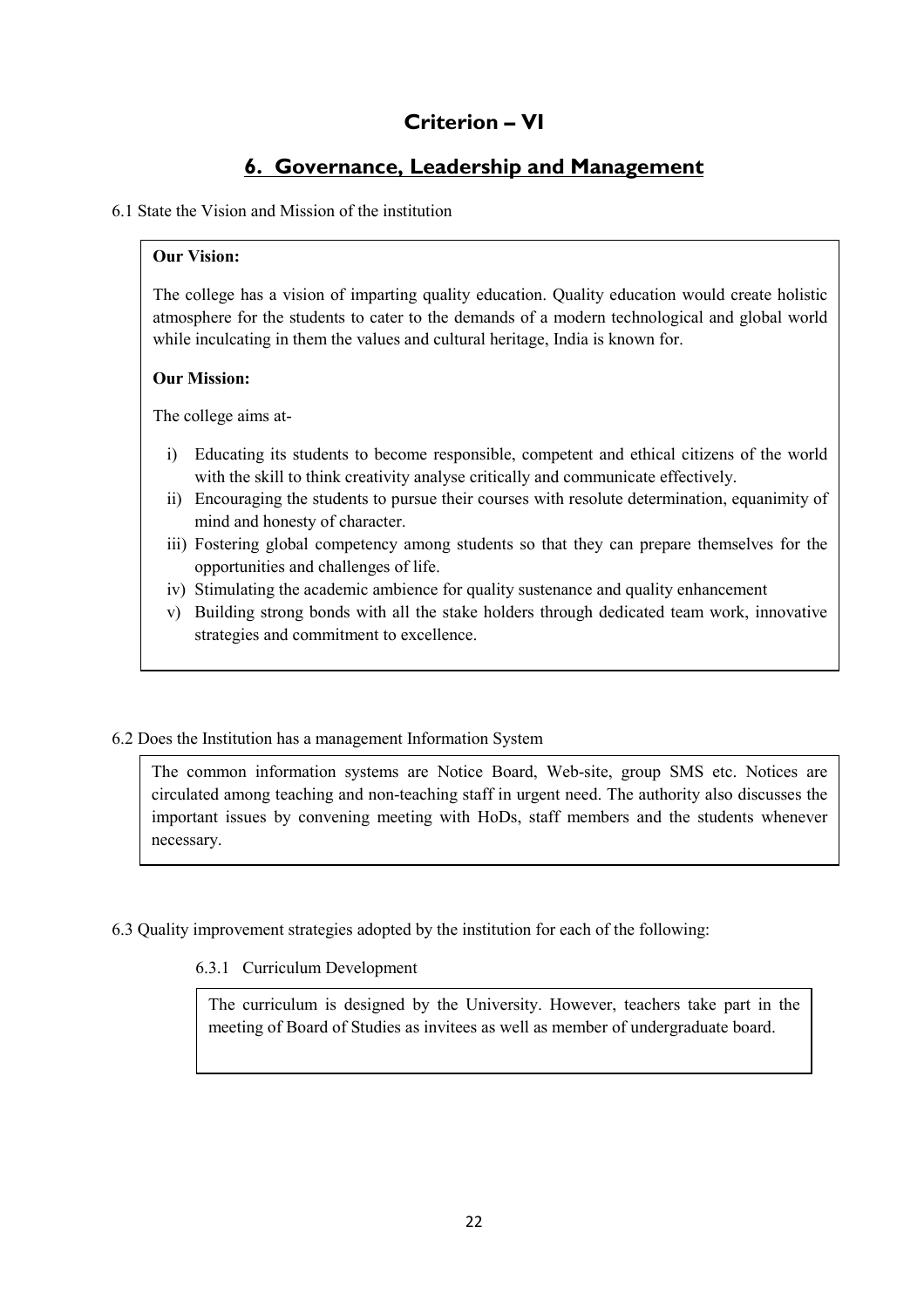# Criterion – VI

## 6. Governance, Leadership and Management

6.1 State the Vision and Mission of the institution

**Our Vision:**

The college has a vision of imparting quality education. Quality education would create holistic atmosphere for the students to cater to the demands of a modern technological and global world while inculcating in them the values and cultural heritage, India is known for.

**Our Mission:**

The college aims at-

i) Educating its students to become responsible, competent and ethical citizens of the world with the skill to think creativity analyse critically and communicate effectively.
ii) Encouraging the students to pursue their courses with resolute determination, equanimity of mind and honesty of character.
iii) Fostering global competency among students so that they can prepare themselves for the opportunities and challenges of life.
iv) Stimulating the academic ambience for quality sustenance and quality enhancement
v) Building strong bonds with all the stake holders through dedicated team work, innovative strategies and commitment to excellence.

6.2 Does the Institution has a management Information System

The common information systems are Notice Board, Web-site, group SMS etc. Notices are circulated among teaching and non-teaching staff in urgent need. The authority also discusses the important issues by convening meeting with HoDs, staff members and the students whenever necessary.

6.3 Quality improvement strategies adopted by the institution for each of the following:

6.3.1 Curriculum Development

The curriculum is designed by the University. However, teachers take part in the meeting of Board of Studies as invitees as well as member of undergraduate board.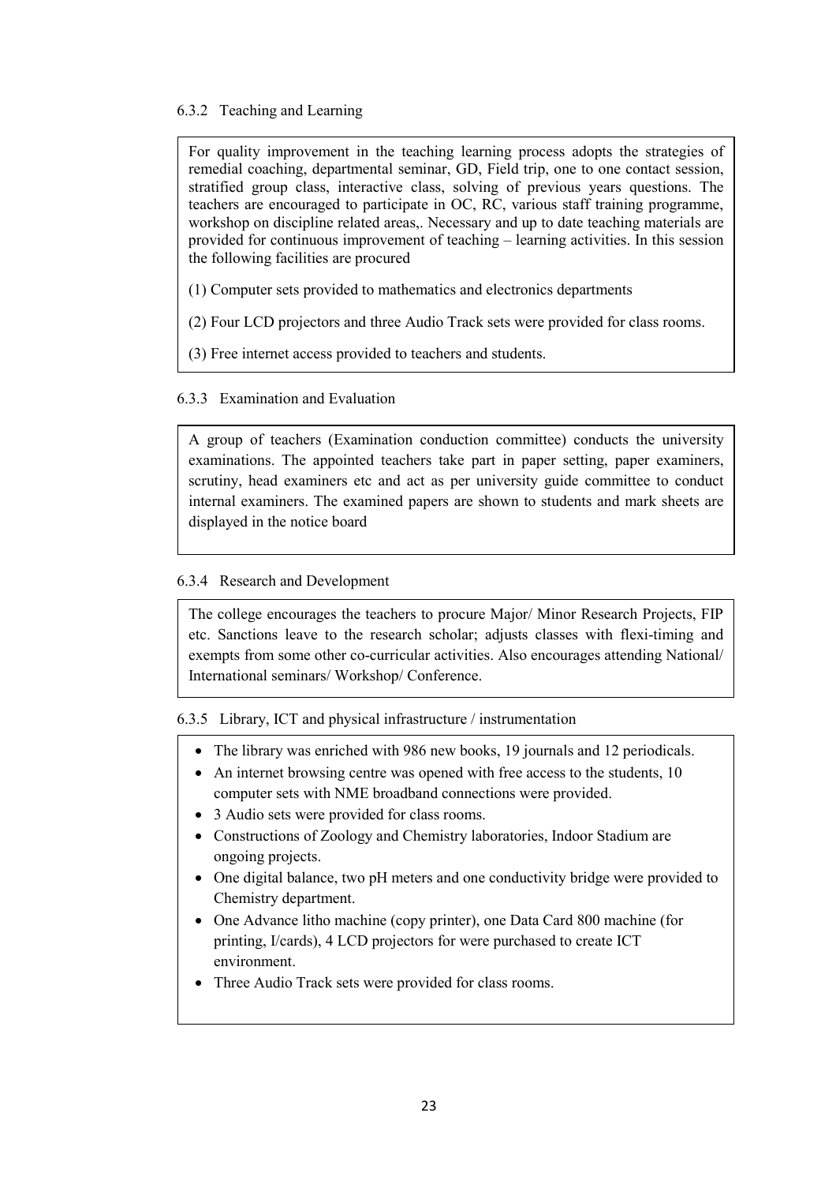### 6.3.2 Teaching and Learning

For quality improvement in the teaching learning process adopts the strategies of remedial coaching, departmental seminar, GD, Field trip, one to one contact session, stratified group class, interactive class, solving of previous years questions. The teachers are encouraged to participate in OC, RC, various staff training programme, workshop on discipline related areas,. Necessary and up to date teaching materials are provided for continuous improvement of teaching – learning activities. In this session the following facilities are procured

(1) Computer sets provided to mathematics and electronics departments

(2) Four LCD projectors and three Audio Track sets were provided for class rooms.

(3) Free internet access provided to teachers and students.

### 6.3.3 Examination and Evaluation

A group of teachers (Examination conduction committee) conducts the university examinations. The appointed teachers take part in paper setting, paper examiners, scrutiny, head examiners etc and act as per university guide committee to conduct internal examiners. The examined papers are shown to students and mark sheets are displayed in the notice board

### 6.3.4 Research and Development

The college encourages the teachers to procure Major/ Minor Research Projects, FIP etc. Sanctions leave to the research scholar; adjusts classes with flexi-timing and exempts from some other co-curricular activities. Also encourages attending National/ International seminars/ Workshop/ Conference.

### 6.3.5 Library, ICT and physical infrastructure / instrumentation

- The library was enriched with 986 new books, 19 journals and 12 periodicals.
- An internet browsing centre was opened with free access to the students, 10 computer sets with NME broadband connections were provided.
- 3 Audio sets were provided for class rooms.
- Constructions of Zoology and Chemistry laboratories, Indoor Stadium are ongoing projects.
- One digital balance, two pH meters and one conductivity bridge were provided to Chemistry department.
- One Advance litho machine (copy printer), one Data Card 800 machine (for printing, I/cards), 4 LCD projectors for were purchased to create ICT environment.
- Three Audio Track sets were provided for class rooms.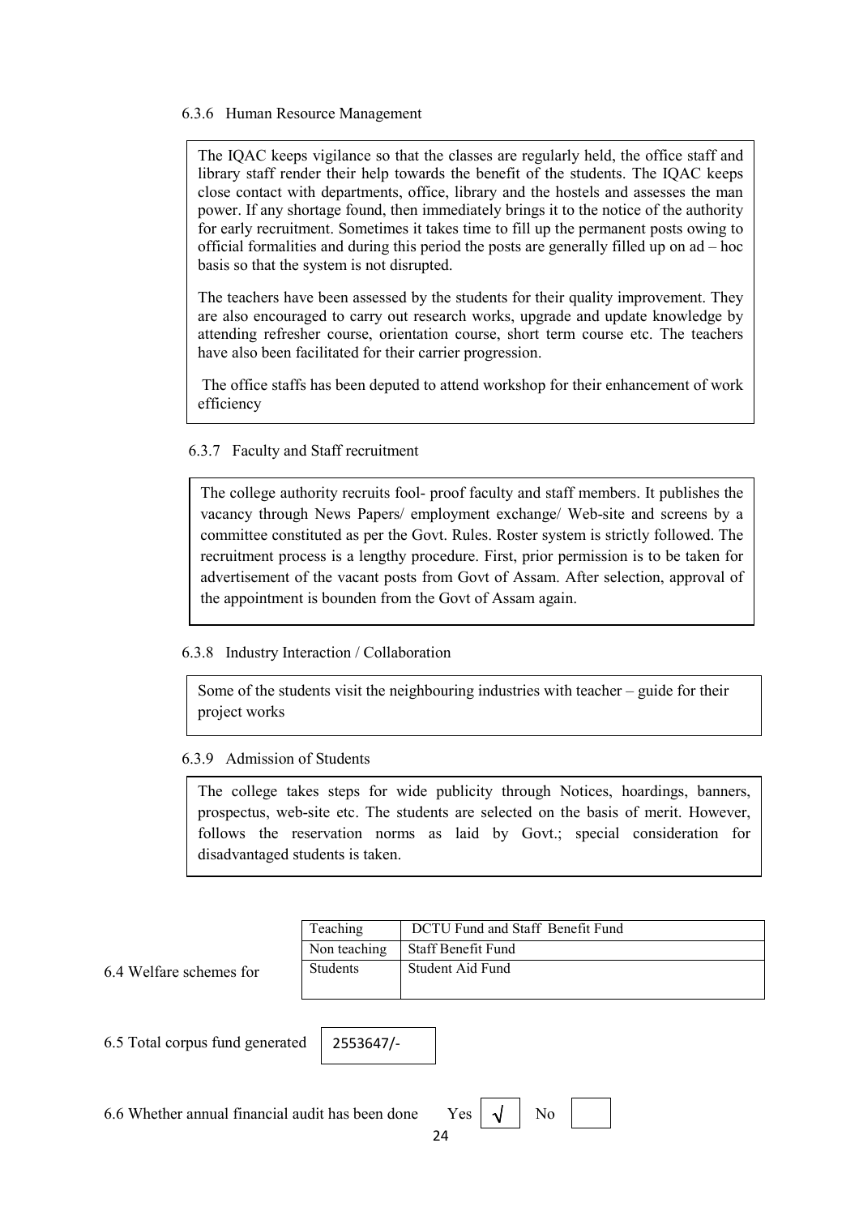6.3.6 Human Resource Management

The IQAC keeps vigilance so that the classes are regularly held, the office staff and library staff render their help towards the benefit of the students. The IQAC keeps close contact with departments, office, library and the hostels and assesses the man power. If any shortage found, then immediately brings it to the notice of the authority for early recruitment. Sometimes it takes time to fill up the permanent posts owing to official formalities and during this period the posts are generally filled up on ad – hoc basis so that the system is not disrupted.

The teachers have been assessed by the students for their quality improvement. They are also encouraged to carry out research works, upgrade and update knowledge by attending refresher course, orientation course, short term course etc. The teachers have also been facilitated for their carrier progression.

The office staffs has been deputed to attend workshop for their enhancement of work efficiency

6.3.7 Faculty and Staff recruitment

The college authority recruits fool- proof faculty and staff members. It publishes the vacancy through News Papers/ employment exchange/ Web-site and screens by a committee constituted as per the Govt. Rules. Roster system is strictly followed. The recruitment process is a lengthy procedure. First, prior permission is to be taken for advertisement of the vacant posts from Govt of Assam. After selection, approval of the appointment is bounden from the Govt of Assam again.

6.3.8 Industry Interaction / Collaboration

Some of the students visit the neighbouring industries with teacher – guide for their project works

6.3.9 Admission of Students

The college takes steps for wide publicity through Notices, hoardings, banners, prospectus, web-site etc. The students are selected on the basis of merit. However, follows the reservation norms as laid by Govt.; special consideration for disadvantaged students is taken.

6.4 Welfare schemes for

| | |
|---|---|
| Teaching | DCTU Fund and Staff Benefit Fund |
| Non teaching | Staff Benefit Fund |
| Students | Student Aid Fund |

6.5 Total corpus fund generated: 2553647/-

6.6 Whether annual financial audit has been done Yes √ No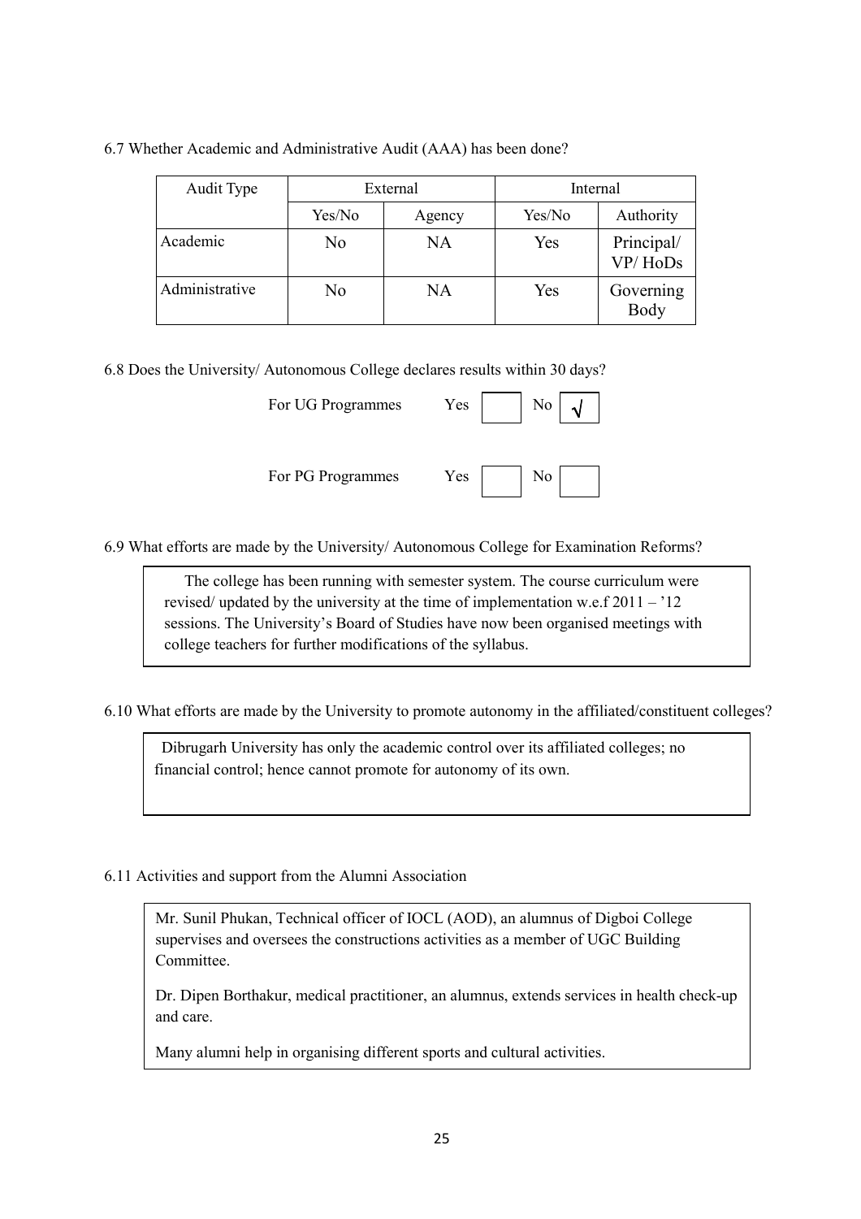6.7 Whether Academic and Administrative Audit (AAA) has been done?

| Audit Type | External | | Internal | |
|---|---|---|---|---|
| | Yes/No | Agency | Yes/No | Authority |
| Academic | No | NA | Yes | Principal/ VP/ HoDs |
| Administrative | No | NA | Yes | Governing Body |

6.8 Does the University/ Autonomous College declares results within 30 days?

For UG Programmes Yes [ ] No [√]

For PG Programmes Yes [ ] No [ ]

6.9 What efforts are made by the University/ Autonomous College for Examination Reforms?

The college has been running with semester system. The course curriculum were revised/ updated by the university at the time of implementation w.e.f 2011 – '12 sessions. The University's Board of Studies have now been organised meetings with college teachers for further modifications of the syllabus.

6.10 What efforts are made by the University to promote autonomy in the affiliated/constituent colleges?

Dibrugarh University has only the academic control over its affiliated colleges; no financial control; hence cannot promote for autonomy of its own.

6.11 Activities and support from the Alumni Association

Mr. Sunil Phukan, Technical officer of IOCL (AOD), an alumnus of Digboi College supervises and oversees the constructions activities as a member of UGC Building Committee.

Dr. Dipen Borthakur, medical practitioner, an alumnus, extends services in health check-up and care.

Many alumni help in organising different sports and cultural activities.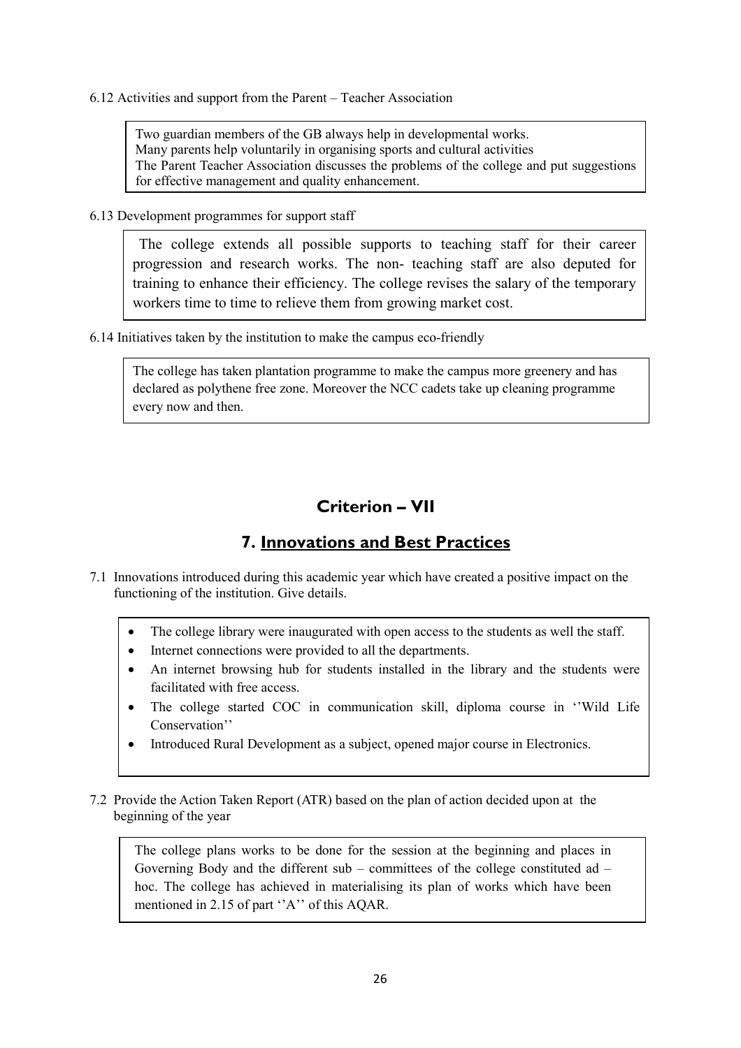6.12 Activities and support from the Parent – Teacher Association

Two guardian members of the GB always help in developmental works.
Many parents help voluntarily in organising sports and cultural activities
The Parent Teacher Association discusses the problems of the college and put suggestions for effective management and quality enhancement.

6.13 Development programmes for support staff

The college extends all possible supports to teaching staff for their career progression and research works. The non- teaching staff are also deputed for training to enhance their efficiency. The college revises the salary of the temporary workers time to time to relieve them from growing market cost.

6.14 Initiatives taken by the institution to make the campus eco-friendly

The college has taken plantation programme to make the campus more greenery and has declared as polythene free zone. Moreover the NCC cadets take up cleaning programme every now and then.

# Criterion – VII

## 7. Innovations and Best Practices

7.1 Innovations introduced during this academic year which have created a positive impact on the functioning of the institution. Give details.

- The college library were inaugurated with open access to the students as well the staff.
- Internet connections were provided to all the departments.
- An internet browsing hub for students installed in the library and the students were facilitated with free access.
- The college started COC in communication skill, diploma course in ''Wild Life Conservation''
- Introduced Rural Development as a subject, opened major course in Electronics.

7.2 Provide the Action Taken Report (ATR) based on the plan of action decided upon at the beginning of the year

The college plans works to be done for the session at the beginning and places in Governing Body and the different sub – committees of the college constituted ad – hoc. The college has achieved in materialising its plan of works which have been mentioned in 2.15 of part ''A'' of this AQAR.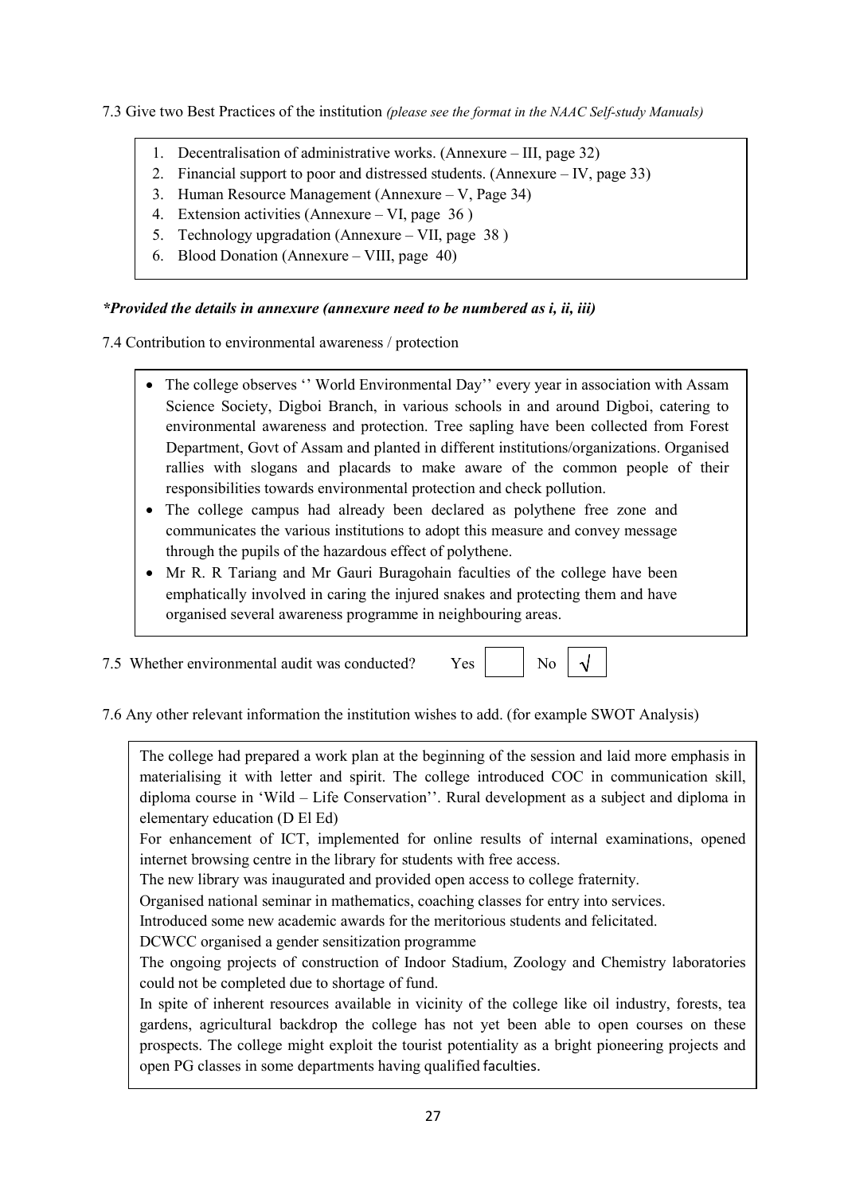7.3 Give two Best Practices of the institution *(please see the format in the NAAC Self-study Manuals)*

1. Decentralisation of administrative works. (Annexure – III, page 32)
2. Financial support to poor and distressed students. (Annexure – IV, page 33)
3. Human Resource Management (Annexure – V, Page 34)
4. Extension activities (Annexure – VI, page 36 )
5. Technology upgradation (Annexure – VII, page 38 )
6. Blood Donation (Annexure – VIII, page 40)

***Provided the details in annexure (annexure need to be numbered as i, ii, iii)***

7.4 Contribution to environmental awareness / protection

- The college observes '' World Environmental Day'' every year in association with Assam Science Society, Digboi Branch, in various schools in and around Digboi, catering to environmental awareness and protection. Tree sapling have been collected from Forest Department, Govt of Assam and planted in different institutions/organizations. Organised rallies with slogans and placards to make aware of the common people of their responsibilities towards environmental protection and check pollution.
- The college campus had already been declared as polythene free zone and communicates the various institutions to adopt this measure and convey message through the pupils of the hazardous effect of polythene.
- Mr R. R Tariang and Mr Gauri Buragohain faculties of the college have been emphatically involved in caring the injured snakes and protecting them and have organised several awareness programme in neighbouring areas.

7.5 Whether environmental audit was conducted? Yes [ ] No [√]

7.6 Any other relevant information the institution wishes to add. (for example SWOT Analysis)

The college had prepared a work plan at the beginning of the session and laid more emphasis in materialising it with letter and spirit. The college introduced COC in communication skill, diploma course in 'Wild – Life Conservation''. Rural development as a subject and diploma in elementary education (D El Ed)

For enhancement of ICT, implemented for online results of internal examinations, opened internet browsing centre in the library for students with free access.

The new library was inaugurated and provided open access to college fraternity.

Organised national seminar in mathematics, coaching classes for entry into services.

Introduced some new academic awards for the meritorious students and felicitated.

DCWCC organised a gender sensitization programme

The ongoing projects of construction of Indoor Stadium, Zoology and Chemistry laboratories could not be completed due to shortage of fund.

In spite of inherent resources available in vicinity of the college like oil industry, forests, tea gardens, agricultural backdrop the college has not yet been able to open courses on these prospects. The college might exploit the tourist potentiality as a bright pioneering projects and open PG classes in some departments having qualified faculties.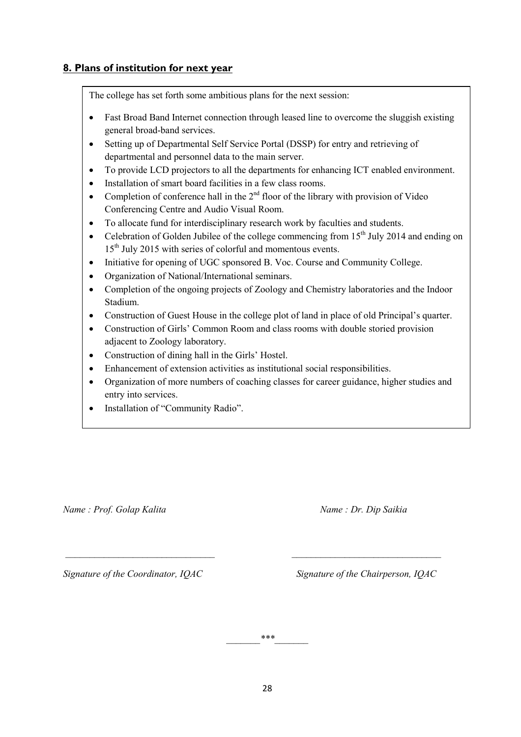## 8. Plans of institution for next year

The college has set forth some ambitious plans for the next session:

- Fast Broad Band Internet connection through leased line to overcome the sluggish existing general broad-band services.
- Setting up of Departmental Self Service Portal (DSSP) for entry and retrieving of departmental and personnel data to the main server.
- To provide LCD projectors to all the departments for enhancing ICT enabled environment.
- Installation of smart board facilities in a few class rooms.
- Completion of conference hall in the 2nd floor of the library with provision of Video Conferencing Centre and Audio Visual Room.
- To allocate fund for interdisciplinary research work by faculties and students.
- Celebration of Golden Jubilee of the college commencing from 15th July 2014 and ending on 15th July 2015 with series of colorful and momentous events.
- Initiative for opening of UGC sponsored B. Voc. Course and Community College.
- Organization of National/International seminars.
- Completion of the ongoing projects of Zoology and Chemistry laboratories and the Indoor Stadium.
- Construction of Guest House in the college plot of land in place of old Principal's quarter.
- Construction of Girls' Common Room and class rooms with double storied provision adjacent to Zoology laboratory.
- Construction of dining hall in the Girls' Hostel.
- Enhancement of extension activities as institutional social responsibilities.
- Organization of more numbers of coaching classes for career guidance, higher studies and entry into services.
- Installation of "Community Radio".

*Name : Prof. Golap Kalita*

_______________________________

*Signature of the Coordinator, IQAC*

*Name : Dr. Dip Saikia*

_______________________________

*Signature of the Chairperson, IQAC*

_______***_______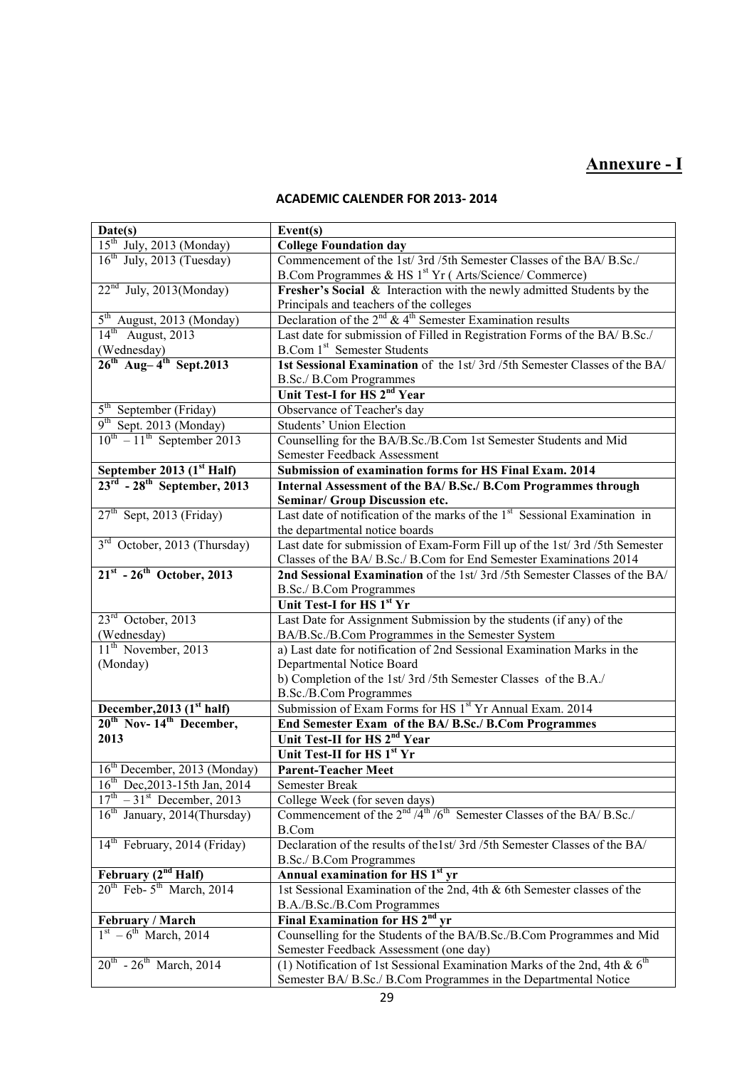# Annexure - I

## ACADEMIC CALENDER FOR 2013- 2014

| Date(s) | Event(s) |
|---|---|
| $15^{th}$ July, 2013 (Monday) | **College Foundation day** |
| $16^{th}$ July, 2013 (Tuesday) | Commencement of the 1st/ 3rd /5th Semester Classes of the BA/ B.Sc./ B.Com Programmes & HS $1^{st}$ Yr ( Arts/Science/ Commerce) |
| $22^{nd}$ July, 2013(Monday) | **Fresher's Social** & Interaction with the newly admitted Students by the Principals and teachers of the colleges |
| $5^{th}$ August, 2013 (Monday) | Declaration of the $2^{nd}$ & $4^{th}$ Semester Examination results |
| $14^{th}$ August, 2013 (Wednesday) | Last date for submission of Filled in Registration Forms of the BA/ B.Sc./ B.Com $1^{st}$ Semester Students |
| **$26^{th}$ Aug– $4^{th}$ Sept.2013** | **1st Sessional Examination** of the 1st/ 3rd /5th Semester Classes of the BA/ B.Sc./ B.Com Programmes |
| | **Unit Test-I for HS $2^{nd}$ Year** |
| $5^{th}$ September (Friday) | Observance of Teacher's day |
| $9^{th}$ Sept. 2013 (Monday) | Students' Union Election |
| $10^{th}$ – $11^{th}$ September 2013 | Counselling for the BA/B.Sc./B.Com 1st Semester Students and Mid Semester Feedback Assessment |
| **September 2013 ($1^{st}$ Half)** | **Submission of examination forms for HS Final Exam. 2014** |
| **$23^{rd}$ - $28^{th}$ September, 2013** | **Internal Assessment of the BA/ B.Sc./ B.Com Programmes through Seminar/ Group Discussion etc.** |
| $27^{th}$ Sept, 2013 (Friday) | Last date of notification of the marks of the $1^{st}$ Sessional Examination in the departmental notice boards |
| $3^{rd}$ October, 2013 (Thursday) | Last date for submission of Exam-Form Fill up of the 1st/ 3rd /5th Semester Classes of the BA/ B.Sc./ B.Com for End Semester Examinations 2014 |
| **$21^{st}$ - $26^{th}$ October, 2013** | **2nd Sessional Examination** of the 1st/ 3rd /5th Semester Classes of the BA/ B.Sc./ B.Com Programmes |
| | **Unit Test-I for HS $1^{st}$ Yr** |
| $23^{rd}$ October, 2013 (Wednesday) | Last Date for Assignment Submission by the students (if any) of the BA/B.Sc./B.Com Programmes in the Semester System |
| $11^{th}$ November, 2013 (Monday) | a) Last date for notification of 2nd Sessional Examination Marks in the Departmental Notice Board<br>b) Completion of the 1st/ 3rd /5th Semester Classes of the B.A./ B.Sc./B.Com Programmes |
| **December,2013 ($1^{st}$ half)** | Submission of Exam Forms for HS $1^{st}$ Yr Annual Exam. 2014 |
| **$20^{th}$ Nov- $14^{th}$ December, 2013** | **End Semester Exam of the BA/ B.Sc./ B.Com Programmes** |
| | **Unit Test-II for HS $2^{nd}$ Year** |
| | **Unit Test-II for HS $1^{st}$ Yr** |
| $16^{th}$ December, 2013 (Monday) | **Parent-Teacher Meet** |
| $16^{th}$ Dec,2013-15th Jan, 2014 | Semester Break |
| $17^{th}$ – $31^{st}$ December, 2013 | College Week (for seven days) |
| $16^{th}$ January, 2014(Thursday) | Commencement of the $2^{nd}$ /$4^{th}$ /$6^{th}$ Semester Classes of the BA/ B.Sc./ B.Com |
| $14^{th}$ February, 2014 (Friday) | Declaration of the results of the1st/ 3rd /5th Semester Classes of the BA/ B.Sc./ B.Com Programmes |
| **February ($2^{nd}$ Half)** | **Annual examination for HS $1^{st}$ yr** |
| $20^{th}$ Feb- $5^{th}$ March, 2014 | 1st Sessional Examination of the 2nd, 4th & 6th Semester classes of the B.A./B.Sc./B.Com Programmes |
| **February / March** | **Final Examination for HS $2^{nd}$ yr** |
| $1^{st}$ – $6^{th}$ March, 2014 | Counselling for the Students of the BA/B.Sc./B.Com Programmes and Mid Semester Feedback Assessment (one day) |
| $20^{th}$ - $26^{th}$ March, 2014 | (1) Notification of 1st Sessional Examination Marks of the 2nd, 4th & $6^{th}$ Semester BA/ B.Sc./ B.Com Programmes in the Departmental Notice |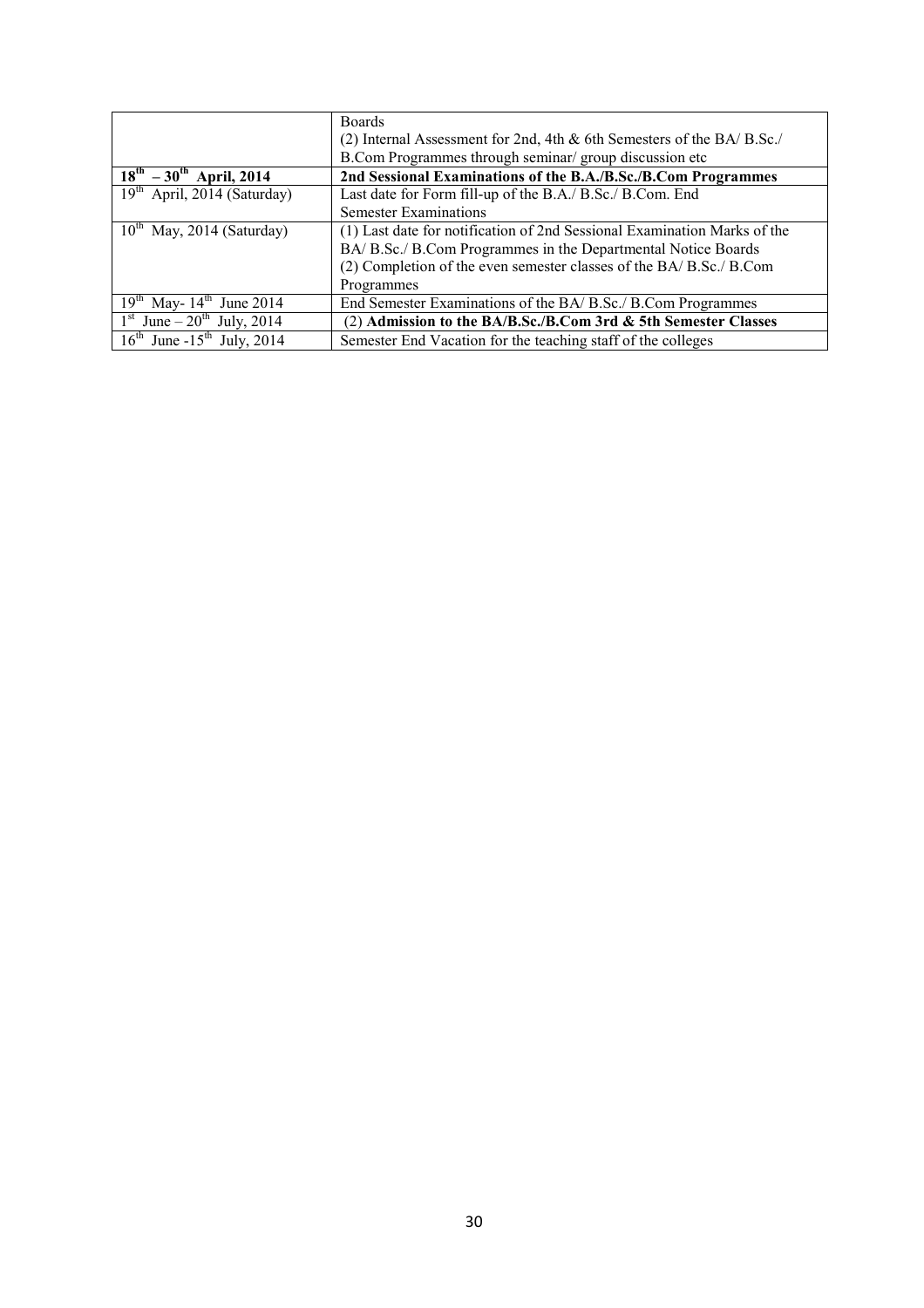| | |
|---|---|
| | Boards<br>(2) Internal Assessment for 2nd, 4th & 6th Semesters of the BA/ B.Sc./ B.Com Programmes through seminar/ group discussion etc |
| **18th – 30th April, 2014** | **2nd Sessional Examinations of the B.A./B.Sc./B.Com Programmes** |
| 19th April, 2014 (Saturday) | Last date for Form fill-up of the B.A./ B.Sc./ B.Com. End Semester Examinations |
| 10th May, 2014 (Saturday) | (1) Last date for notification of 2nd Sessional Examination Marks of the BA/ B.Sc./ B.Com Programmes in the Departmental Notice Boards<br>(2) Completion of the even semester classes of the BA/ B.Sc./ B.Com Programmes |
| 19th May- 14th June 2014 | End Semester Examinations of the BA/ B.Sc./ B.Com Programmes |
| 1st June – 20th July, 2014 | (2) **Admission to the BA/B.Sc./B.Com 3rd & 5th Semester Classes** |
| 16th June -15th July, 2014 | Semester End Vacation for the teaching staff of the colleges |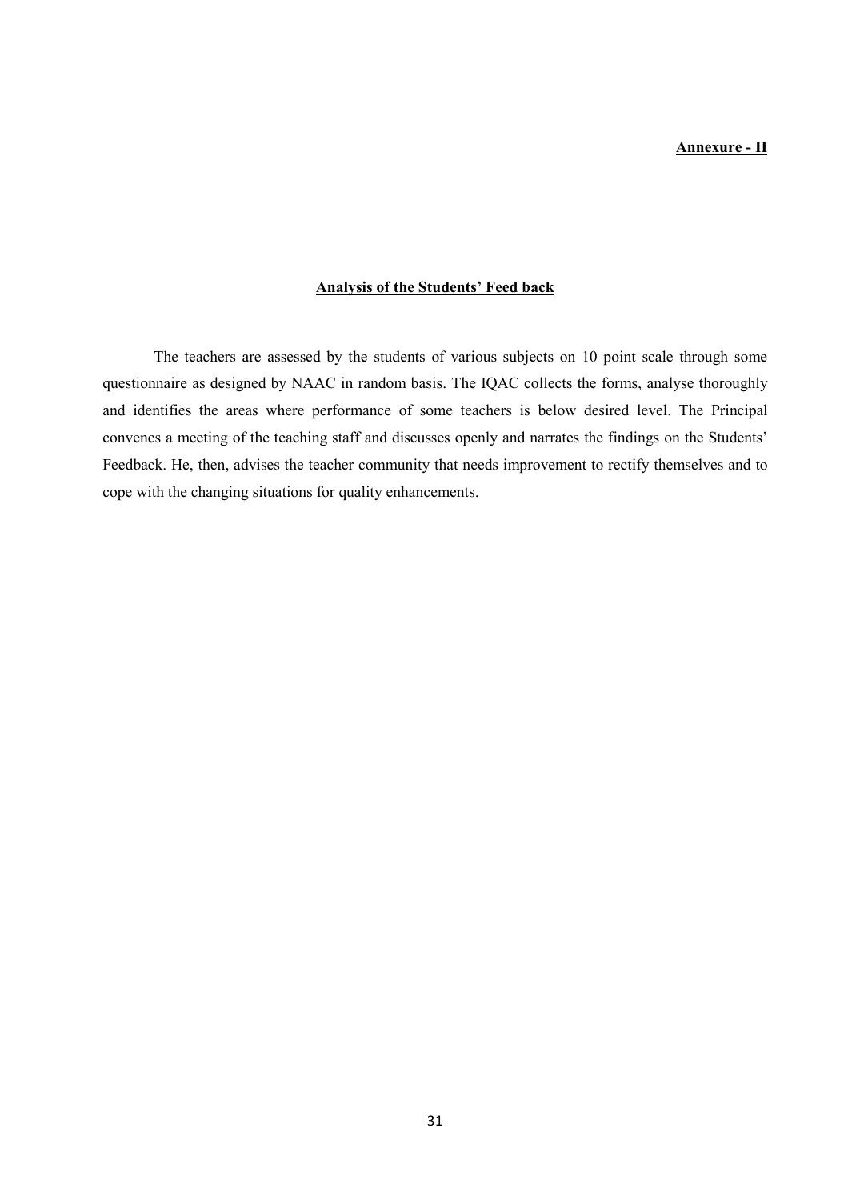**Annexure - II**

## Analysis of the Students' Feed back

The teachers are assessed by the students of various subjects on 10 point scale through some questionnaire as designed by NAAC in random basis. The IQAC collects the forms, analyse thoroughly and identifies the areas where performance of some teachers is below desired level. The Principal convencs a meeting of the teaching staff and discusses openly and narrates the findings on the Students' Feedback. He, then, advises the teacher community that needs improvement to rectify themselves and to cope with the changing situations for quality enhancements.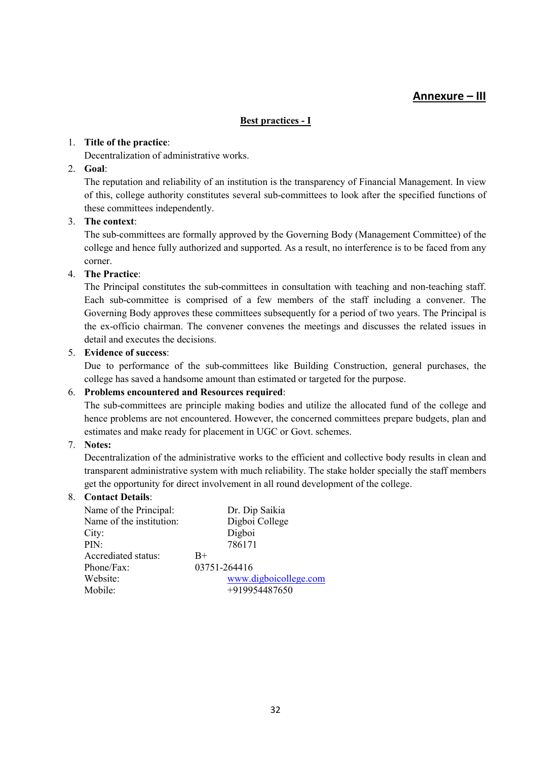## Annexure – III

### Best practices - I

1. **Title of the practice**:
   Decentralization of administrative works.
2. **Goal**:
   The reputation and reliability of an institution is the transparency of Financial Management. In view of this, college authority constitutes several sub-committees to look after the specified functions of these committees independently.
3. **The context**:
   The sub-committees are formally approved by the Governing Body (Management Committee) of the college and hence fully authorized and supported. As a result, no interference is to be faced from any corner.
4. **The Practice**:
   The Principal constitutes the sub-committees in consultation with teaching and non-teaching staff. Each sub-committee is comprised of a few members of the staff including a convener. The Governing Body approves these committees subsequently for a period of two years. The Principal is the ex-officio chairman. The convener convenes the meetings and discusses the related issues in detail and executes the decisions.
5. **Evidence of success**:
   Due to performance of the sub-committees like Building Construction, general purchases, the college has saved a handsome amount than estimated or targeted for the purpose.
6. **Problems encountered and Resources required**:
   The sub-committees are principle making bodies and utilize the allocated fund of the college and hence problems are not encountered. However, the concerned committees prepare budgets, plan and estimates and make ready for placement in UGC or Govt. schemes.
7. **Notes:**
   Decentralization of the administrative works to the efficient and collective body results in clean and transparent administrative system with much reliability. The stake holder specially the staff members get the opportunity for direct involvement in all round development of the college.
8. **Contact Details**:

   Name of the Principal: Dr. Dip Saikia
   Name of the institution: Digboi College
   City: Digboi
   PIN: 786171
   Accrediated status: B+
   Phone/Fax: 03751-264416
   Website: www.digboicollege.com
   Mobile: +919954487650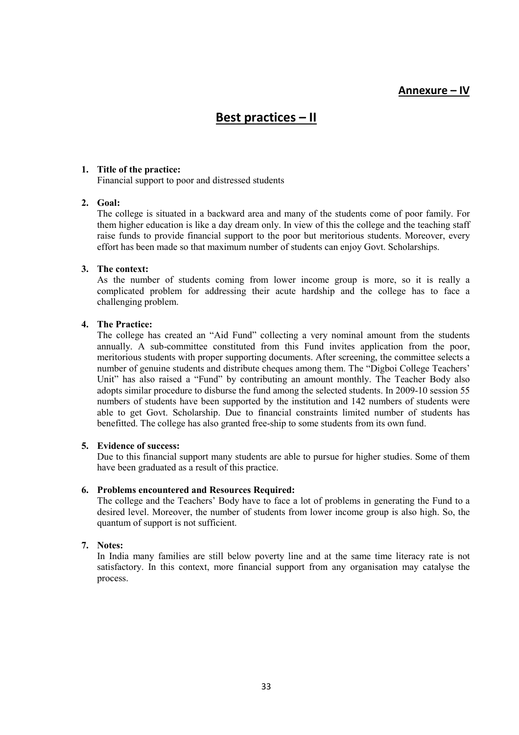**Annexure – IV**

# Best practices – II

1. **Title of the practice:**
   Financial support to poor and distressed students

2. **Goal:**
   The college is situated in a backward area and many of the students come of poor family. For them higher education is like a day dream only. In view of this the college and the teaching staff raise funds to provide financial support to the poor but meritorious students. Moreover, every effort has been made so that maximum number of students can enjoy Govt. Scholarships.

3. **The context:**
   As the number of students coming from lower income group is more, so it is really a complicated problem for addressing their acute hardship and the college has to face a challenging problem.

4. **The Practice:**
   The college has created an "Aid Fund" collecting a very nominal amount from the students annually. A sub-committee constituted from this Fund invites application from the poor, meritorious students with proper supporting documents. After screening, the committee selects a number of genuine students and distribute cheques among them. The "Digboi College Teachers' Unit" has also raised a "Fund" by contributing an amount monthly. The Teacher Body also adopts similar procedure to disburse the fund among the selected students. In 2009-10 session 55 numbers of students have been supported by the institution and 142 numbers of students were able to get Govt. Scholarship. Due to financial constraints limited number of students has benefitted. The college has also granted free-ship to some students from its own fund.

5. **Evidence of success:**
   Due to this financial support many students are able to pursue for higher studies. Some of them have been graduated as a result of this practice.

6. **Problems encountered and Resources Required:**
   The college and the Teachers' Body have to face a lot of problems in generating the Fund to a desired level. Moreover, the number of students from lower income group is also high. So, the quantum of support is not sufficient.

7. **Notes:**
   In India many families are still below poverty line and at the same time literacy rate is not satisfactory. In this context, more financial support from any organisation may catalyse the process.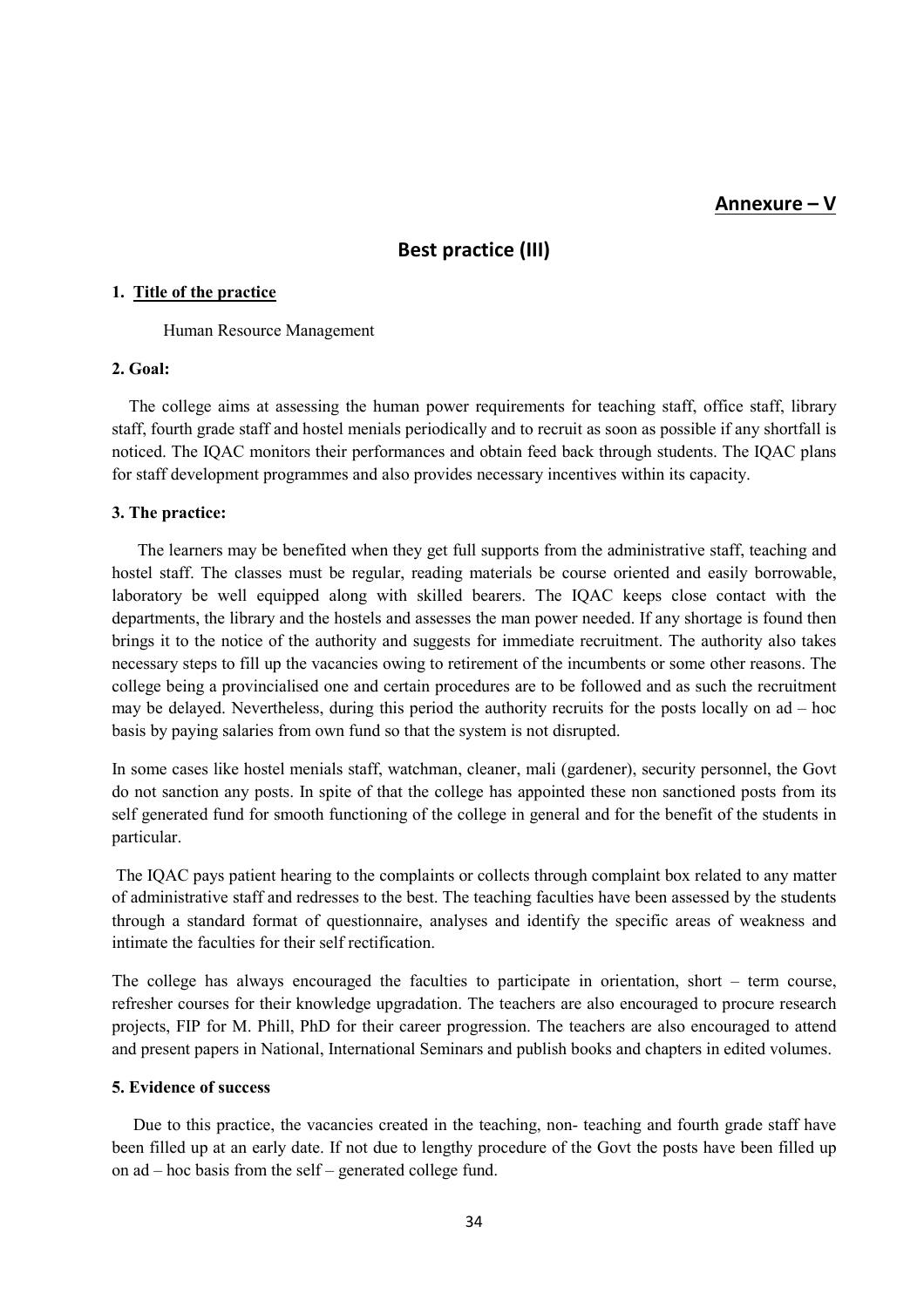**Annexure – V**

## Best practice (III)

**1. Title of the practice**

Human Resource Management

**2. Goal:**

The college aims at assessing the human power requirements for teaching staff, office staff, library staff, fourth grade staff and hostel menials periodically and to recruit as soon as possible if any shortfall is noticed. The IQAC monitors their performances and obtain feed back through students. The IQAC plans for staff development programmes and also provides necessary incentives within its capacity.

**3. The practice:**

The learners may be benefited when they get full supports from the administrative staff, teaching and hostel staff. The classes must be regular, reading materials be course oriented and easily borrowable, laboratory be well equipped along with skilled bearers. The IQAC keeps close contact with the departments, the library and the hostels and assesses the man power needed. If any shortage is found then brings it to the notice of the authority and suggests for immediate recruitment. The authority also takes necessary steps to fill up the vacancies owing to retirement of the incumbents or some other reasons. The college being a provincialised one and certain procedures are to be followed and as such the recruitment may be delayed. Nevertheless, during this period the authority recruits for the posts locally on ad – hoc basis by paying salaries from own fund so that the system is not disrupted.

In some cases like hostel menials staff, watchman, cleaner, mali (gardener), security personnel, the Govt do not sanction any posts. In spite of that the college has appointed these non sanctioned posts from its self generated fund for smooth functioning of the college in general and for the benefit of the students in particular.

The IQAC pays patient hearing to the complaints or collects through complaint box related to any matter of administrative staff and redresses to the best. The teaching faculties have been assessed by the students through a standard format of questionnaire, analyses and identify the specific areas of weakness and intimate the faculties for their self rectification.

The college has always encouraged the faculties to participate in orientation, short – term course, refresher courses for their knowledge upgradation. The teachers are also encouraged to procure research projects, FIP for M. Phill, PhD for their career progression. The teachers are also encouraged to attend and present papers in National, International Seminars and publish books and chapters in edited volumes.

**5. Evidence of success**

Due to this practice, the vacancies created in the teaching, non- teaching and fourth grade staff have been filled up at an early date. If not due to lengthy procedure of the Govt the posts have been filled up on ad – hoc basis from the self – generated college fund.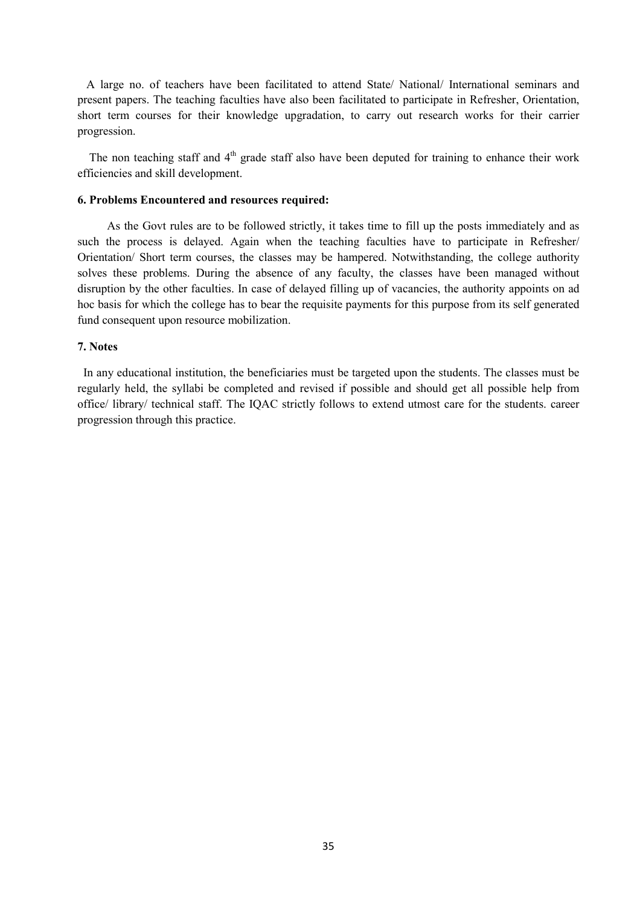A large no. of teachers have been facilitated to attend State/ National/ International seminars and present papers. The teaching faculties have also been facilitated to participate in Refresher, Orientation, short term courses for their knowledge upgradation, to carry out research works for their carrier progression.

The non teaching staff and 4th grade staff also have been deputed for training to enhance their work efficiencies and skill development.

**6. Problems Encountered and resources required:**

As the Govt rules are to be followed strictly, it takes time to fill up the posts immediately and as such the process is delayed. Again when the teaching faculties have to participate in Refresher/ Orientation/ Short term courses, the classes may be hampered. Notwithstanding, the college authority solves these problems. During the absence of any faculty, the classes have been managed without disruption by the other faculties. In case of delayed filling up of vacancies, the authority appoints on ad hoc basis for which the college has to bear the requisite payments for this purpose from its self generated fund consequent upon resource mobilization.

**7. Notes**

In any educational institution, the beneficiaries must be targeted upon the students. The classes must be regularly held, the syllabi be completed and revised if possible and should get all possible help from office/ library/ technical staff. The IQAC strictly follows to extend utmost care for the students. career progression through this practice.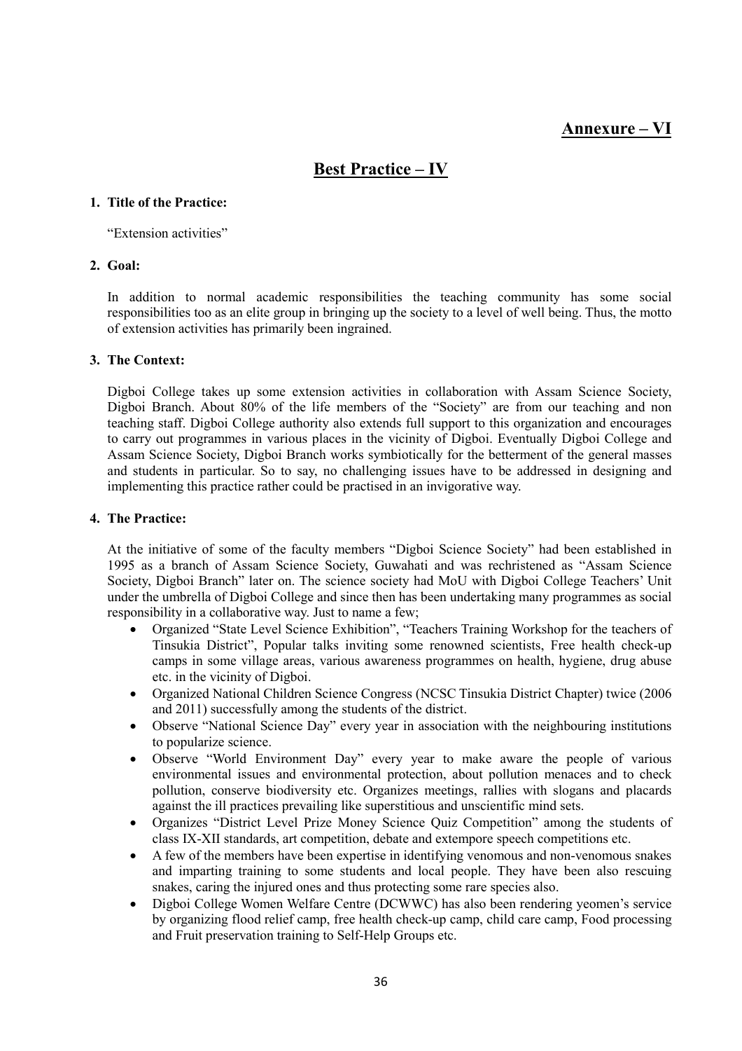## Annexure – VI

## Best Practice – IV

**1. Title of the Practice:**

"Extension activities"

**2. Goal:**

In addition to normal academic responsibilities the teaching community has some social responsibilities too as an elite group in bringing up the society to a level of well being. Thus, the motto of extension activities has primarily been ingrained.

**3. The Context:**

Digboi College takes up some extension activities in collaboration with Assam Science Society, Digboi Branch. About 80% of the life members of the "Society" are from our teaching and non teaching staff. Digboi College authority also extends full support to this organization and encourages to carry out programmes in various places in the vicinity of Digboi. Eventually Digboi College and Assam Science Society, Digboi Branch works symbiotically for the betterment of the general masses and students in particular. So to say, no challenging issues have to be addressed in designing and implementing this practice rather could be practised in an invigorative way.

**4. The Practice:**

At the initiative of some of the faculty members "Digboi Science Society" had been established in 1995 as a branch of Assam Science Society, Guwahati and was rechristened as "Assam Science Society, Digboi Branch" later on. The science society had MoU with Digboi College Teachers' Unit under the umbrella of Digboi College and since then has been undertaking many programmes as social responsibility in a collaborative way. Just to name a few;

- Organized "State Level Science Exhibition", "Teachers Training Workshop for the teachers of Tinsukia District", Popular talks inviting some renowned scientists, Free health check-up camps in some village areas, various awareness programmes on health, hygiene, drug abuse etc. in the vicinity of Digboi.
- Organized National Children Science Congress (NCSC Tinsukia District Chapter) twice (2006 and 2011) successfully among the students of the district.
- Observe "National Science Day" every year in association with the neighbouring institutions to popularize science.
- Observe "World Environment Day" every year to make aware the people of various environmental issues and environmental protection, about pollution menaces and to check pollution, conserve biodiversity etc. Organizes meetings, rallies with slogans and placards against the ill practices prevailing like superstitious and unscientific mind sets.
- Organizes "District Level Prize Money Science Quiz Competition" among the students of class IX-XII standards, art competition, debate and extempore speech competitions etc.
- A few of the members have been expertise in identifying venomous and non-venomous snakes and imparting training to some students and local people. They have been also rescuing snakes, caring the injured ones and thus protecting some rare species also.
- Digboi College Women Welfare Centre (DCWWC) has also been rendering yeomen's service by organizing flood relief camp, free health check-up camp, child care camp, Food processing and Fruit preservation training to Self-Help Groups etc.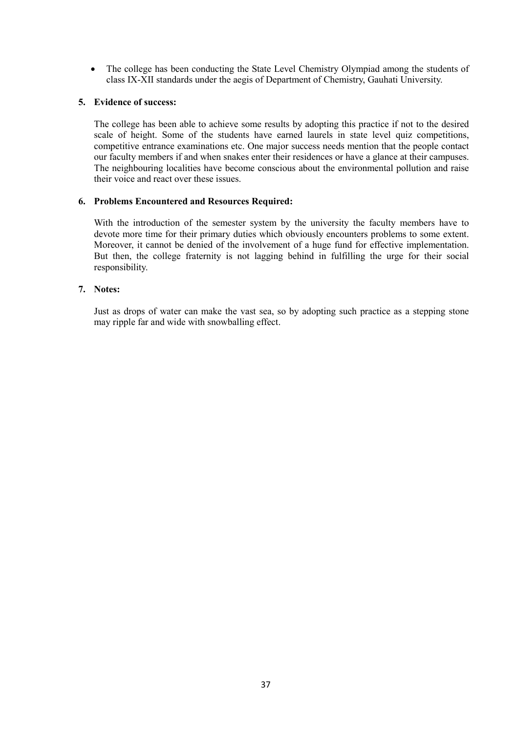- The college has been conducting the State Level Chemistry Olympiad among the students of class IX-XII standards under the aegis of Department of Chemistry, Gauhati University.

**5. Evidence of success:**

The college has been able to achieve some results by adopting this practice if not to the desired scale of height. Some of the students have earned laurels in state level quiz competitions, competitive entrance examinations etc. One major success needs mention that the people contact our faculty members if and when snakes enter their residences or have a glance at their campuses. The neighbouring localities have become conscious about the environmental pollution and raise their voice and react over these issues.

**6. Problems Encountered and Resources Required:**

With the introduction of the semester system by the university the faculty members have to devote more time for their primary duties which obviously encounters problems to some extent. Moreover, it cannot be denied of the involvement of a huge fund for effective implementation. But then, the college fraternity is not lagging behind in fulfilling the urge for their social responsibility.

**7. Notes:**

Just as drops of water can make the vast sea, so by adopting such practice as a stepping stone may ripple far and wide with snowballing effect.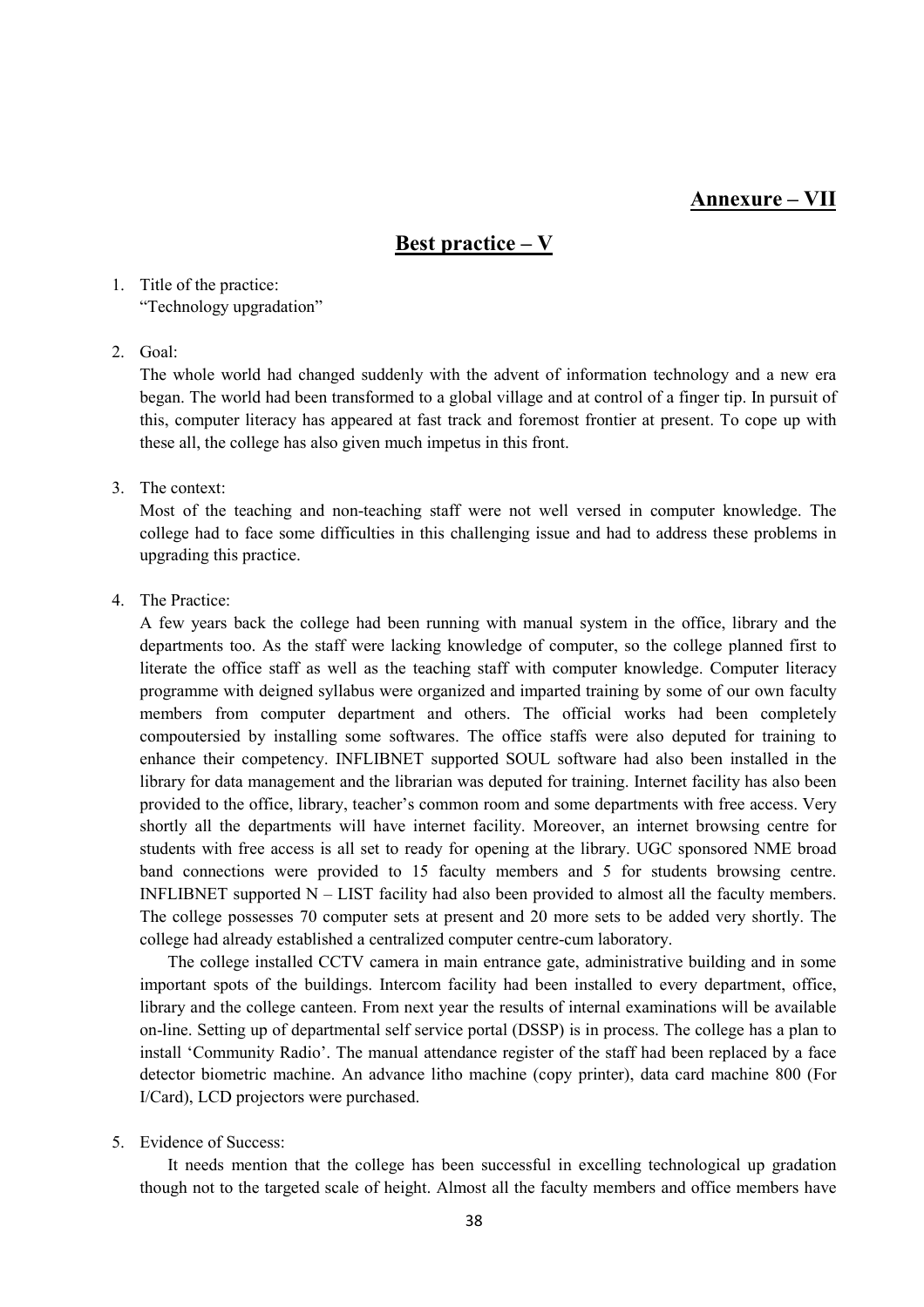## Annexure – VII

## Best practice – V

1. Title of the practice:
   "Technology upgradation"

2. Goal:
   The whole world had changed suddenly with the advent of information technology and a new era began. The world had been transformed to a global village and at control of a finger tip. In pursuit of this, computer literacy has appeared at fast track and foremost frontier at present. To cope up with these all, the college has also given much impetus in this front.

3. The context:
   Most of the teaching and non-teaching staff were not well versed in computer knowledge. The college had to face some difficulties in this challenging issue and had to address these problems in upgrading this practice.

4. The Practice:
   A few years back the college had been running with manual system in the office, library and the departments too. As the staff were lacking knowledge of computer, so the college planned first to literate the office staff as well as the teaching staff with computer knowledge. Computer literacy programme with deigned syllabus were organized and imparted training by some of our own faculty members from computer department and others. The official works had been completely compoutersied by installing some softwares. The office staffs were also deputed for training to enhance their competency. INFLIBNET supported SOUL software had also been installed in the library for data management and the librarian was deputed for training. Internet facility has also been provided to the office, library, teacher's common room and some departments with free access. Very shortly all the departments will have internet facility. Moreover, an internet browsing centre for students with free access is all set to ready for opening at the library. UGC sponsored NME broad band connections were provided to 15 faculty members and 5 for students browsing centre. INFLIBNET supported N – LIST facility had also been provided to almost all the faculty members. The college possesses 70 computer sets at present and 20 more sets to be added very shortly. The college had already established a centralized computer centre-cum laboratory.

   The college installed CCTV camera in main entrance gate, administrative building and in some important spots of the buildings. Intercom facility had been installed to every department, office, library and the college canteen. From next year the results of internal examinations will be available on-line. Setting up of departmental self service portal (DSSP) is in process. The college has a plan to install 'Community Radio'. The manual attendance register of the staff had been replaced by a face detector biometric machine. An advance litho machine (copy printer), data card machine 800 (For I/Card), LCD projectors were purchased.

5. Evidence of Success:
   It needs mention that the college has been successful in excelling technological up gradation though not to the targeted scale of height. Almost all the faculty members and office members have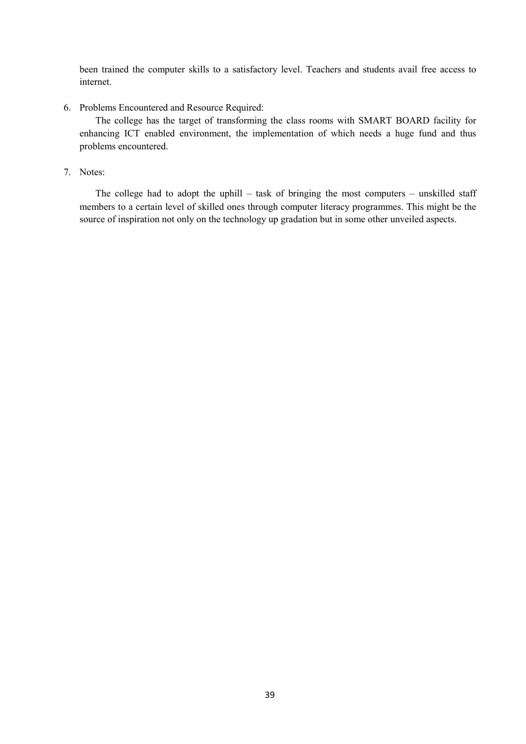been trained the computer skills to a satisfactory level. Teachers and students avail free access to internet.

6. Problems Encountered and Resource Required:

   The college has the target of transforming the class rooms with SMART BOARD facility for enhancing ICT enabled environment, the implementation of which needs a huge fund and thus problems encountered.

7. Notes:

   The college had to adopt the uphill – task of bringing the most computers – unskilled staff members to a certain level of skilled ones through computer literacy programmes. This might be the source of inspiration not only on the technology up gradation but in some other unveiled aspects.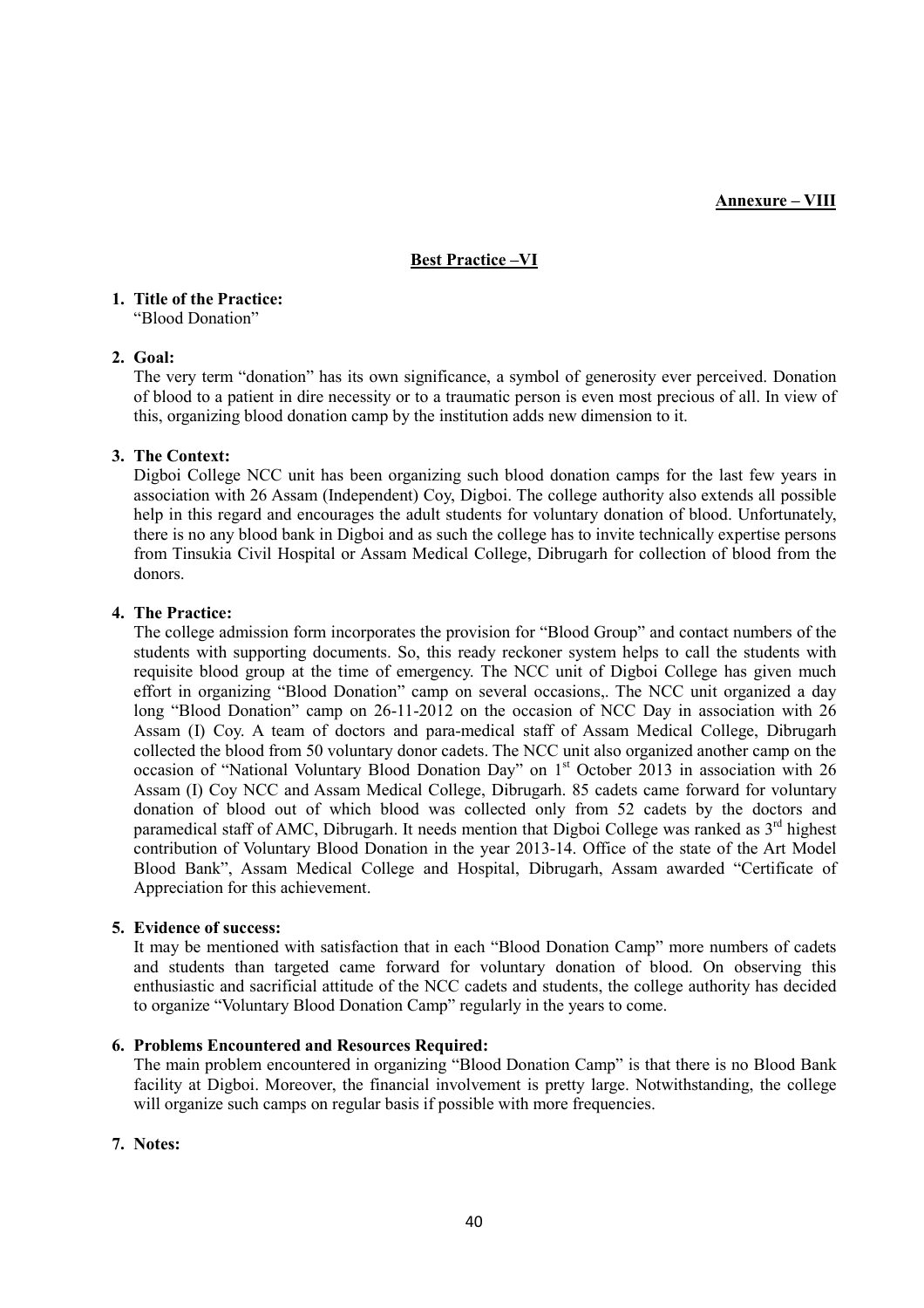**Annexure – VIII**

**Best Practice –VI**

1. **Title of the Practice:**
"Blood Donation"

2. **Goal:**
The very term "donation" has its own significance, a symbol of generosity ever perceived. Donation of blood to a patient in dire necessity or to a traumatic person is even most precious of all. In view of this, organizing blood donation camp by the institution adds new dimension to it.

3. **The Context:**
Digboi College NCC unit has been organizing such blood donation camps for the last few years in association with 26 Assam (Independent) Coy, Digboi. The college authority also extends all possible help in this regard and encourages the adult students for voluntary donation of blood. Unfortunately, there is no any blood bank in Digboi and as such the college has to invite technically expertise persons from Tinsukia Civil Hospital or Assam Medical College, Dibrugarh for collection of blood from the donors.

4. **The Practice:**
The college admission form incorporates the provision for "Blood Group" and contact numbers of the students with supporting documents. So, this ready reckoner system helps to call the students with requisite blood group at the time of emergency. The NCC unit of Digboi College has given much effort in organizing "Blood Donation" camp on several occasions,. The NCC unit organized a day long "Blood Donation" camp on 26-11-2012 on the occasion of NCC Day in association with 26 Assam (I) Coy. A team of doctors and para-medical staff of Assam Medical College, Dibrugarh collected the blood from 50 voluntary donor cadets. The NCC unit also organized another camp on the occasion of "National Voluntary Blood Donation Day" on 1st October 2013 in association with 26 Assam (I) Coy NCC and Assam Medical College, Dibrugarh. 85 cadets came forward for voluntary donation of blood out of which blood was collected only from 52 cadets by the doctors and paramedical staff of AMC, Dibrugarh. It needs mention that Digboi College was ranked as 3rd highest contribution of Voluntary Blood Donation in the year 2013-14. Office of the state of the Art Model Blood Bank", Assam Medical College and Hospital, Dibrugarh, Assam awarded "Certificate of Appreciation for this achievement.

5. **Evidence of success:**
It may be mentioned with satisfaction that in each "Blood Donation Camp" more numbers of cadets and students than targeted came forward for voluntary donation of blood. On observing this enthusiastic and sacrificial attitude of the NCC cadets and students, the college authority has decided to organize "Voluntary Blood Donation Camp" regularly in the years to come.

6. **Problems Encountered and Resources Required:**
The main problem encountered in organizing "Blood Donation Camp" is that there is no Blood Bank facility at Digboi. Moreover, the financial involvement is pretty large. Notwithstanding, the college will organize such camps on regular basis if possible with more frequencies.

7. **Notes:**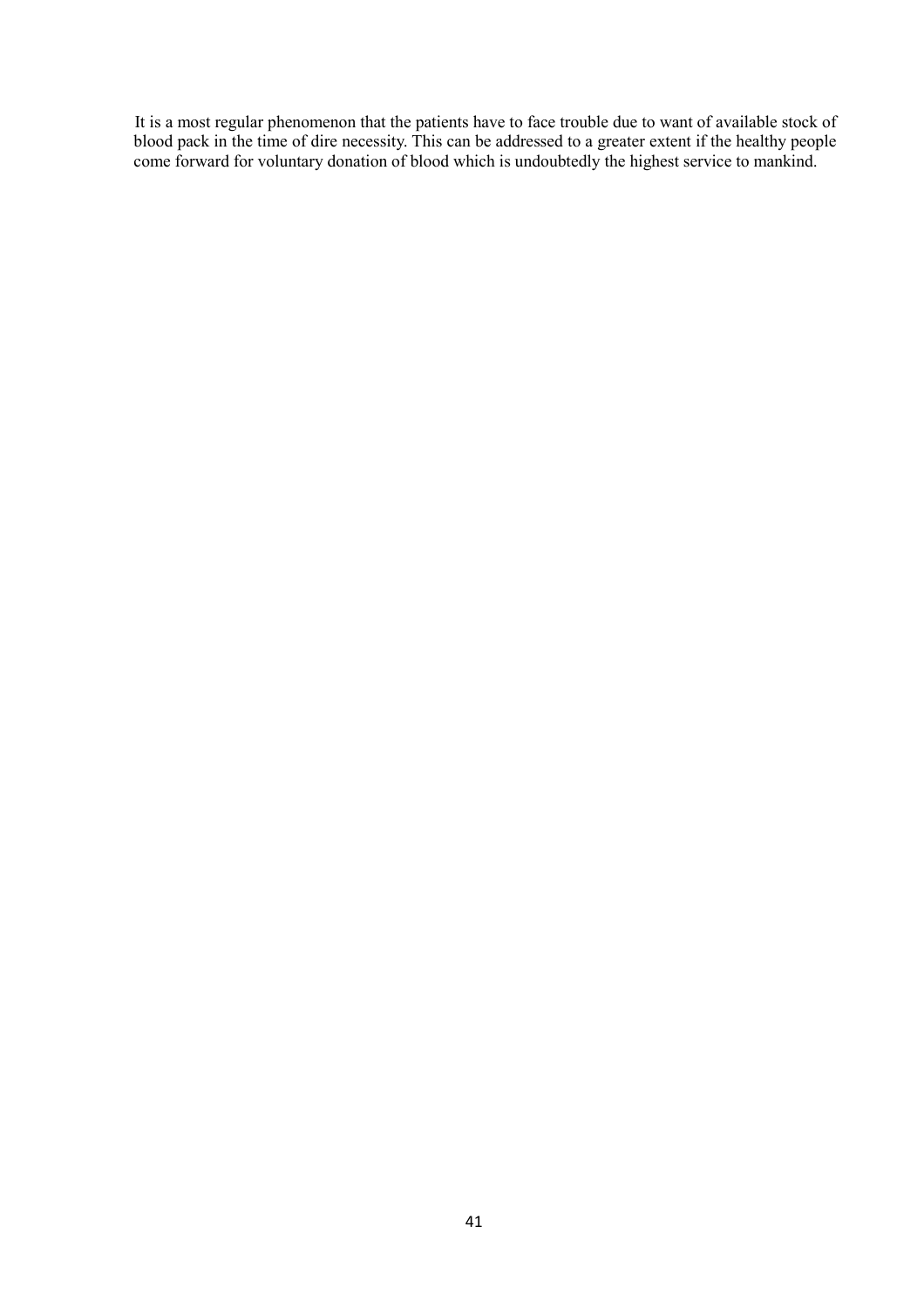It is a most regular phenomenon that the patients have to face trouble due to want of available stock of blood pack in the time of dire necessity. This can be addressed to a greater extent if the healthy people come forward for voluntary donation of blood which is undoubtedly the highest service to mankind.